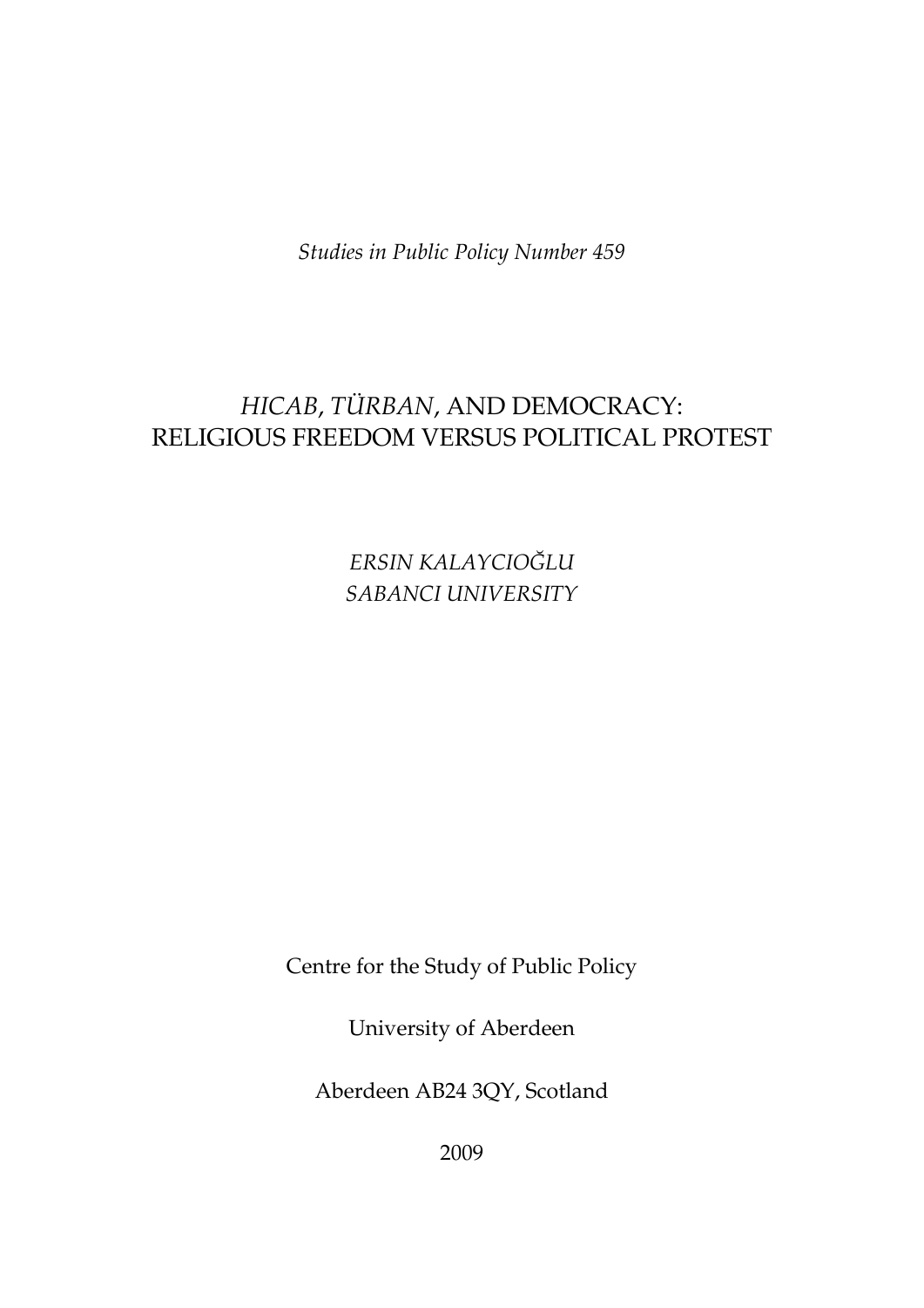*Studies in Public Policy Number 459*

# *HICAB*, *TÜRBAN*, AND DEMOCRACY: RELIGIOUS FREEDOM VERSUS POLITICAL PROTEST

*ERSIN KALAYCIOĞLU*
*SABANCI UNIVERSITY*

Centre for the Study of Public Policy

University of Aberdeen

Aberdeen AB24 3QY, Scotland

2009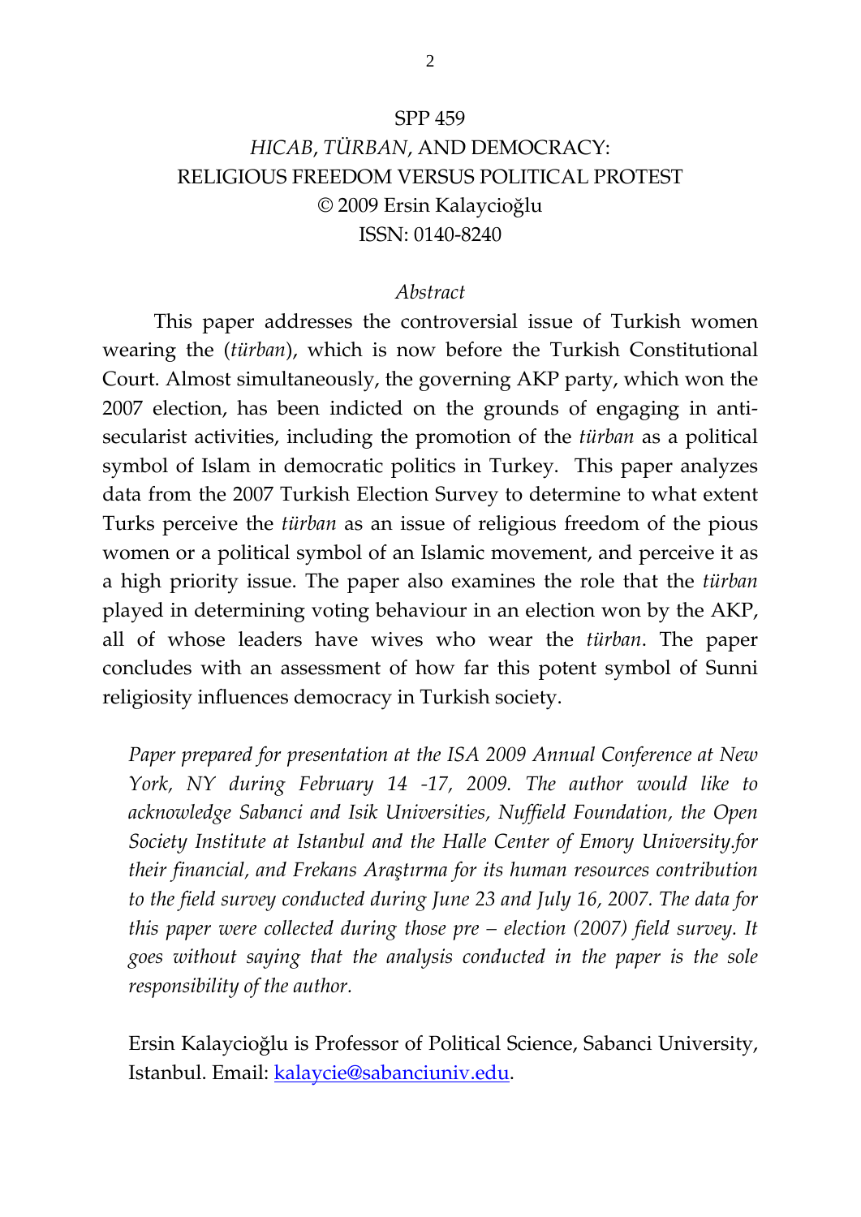SPP 459

# *HICAB*, *TÜRBAN*, AND DEMOCRACY: RELIGIOUS FREEDOM VERSUS POLITICAL PROTEST

© 2009 Ersin Kalaycioğlu

ISSN: 0140-8240

*Abstract*

This paper addresses the controversial issue of Turkish women wearing the (*türban*), which is now before the Turkish Constitutional Court. Almost simultaneously, the governing AKP party, which won the 2007 election, has been indicted on the grounds of engaging in anti-secularist activities, including the promotion of the *türban* as a political symbol of Islam in democratic politics in Turkey. This paper analyzes data from the 2007 Turkish Election Survey to determine to what extent Turks perceive the *türban* as an issue of religious freedom of the pious women or a political symbol of an Islamic movement, and perceive it as a high priority issue. The paper also examines the role that the *türban* played in determining voting behaviour in an election won by the AKP, all of whose leaders have wives who wear the *türban*. The paper concludes with an assessment of how far this potent symbol of Sunni religiosity influences democracy in Turkish society.

*Paper prepared for presentation at the ISA 2009 Annual Conference at New York, NY during February 14 -17, 2009. The author would like to acknowledge Sabanci and Isik Universities, Nuffield Foundation, the Open Society Institute at Istanbul and the Halle Center of Emory University.for their financial, and Frekans Araştırma for its human resources contribution to the field survey conducted during June 23 and July 16, 2007. The data for this paper were collected during those pre – election (2007) field survey. It goes without saying that the analysis conducted in the paper is the sole responsibility of the author.*

Ersin Kalaycioğlu is Professor of Political Science, Sabanci University, Istanbul. Email: kalaycie@sabanciuniv.edu.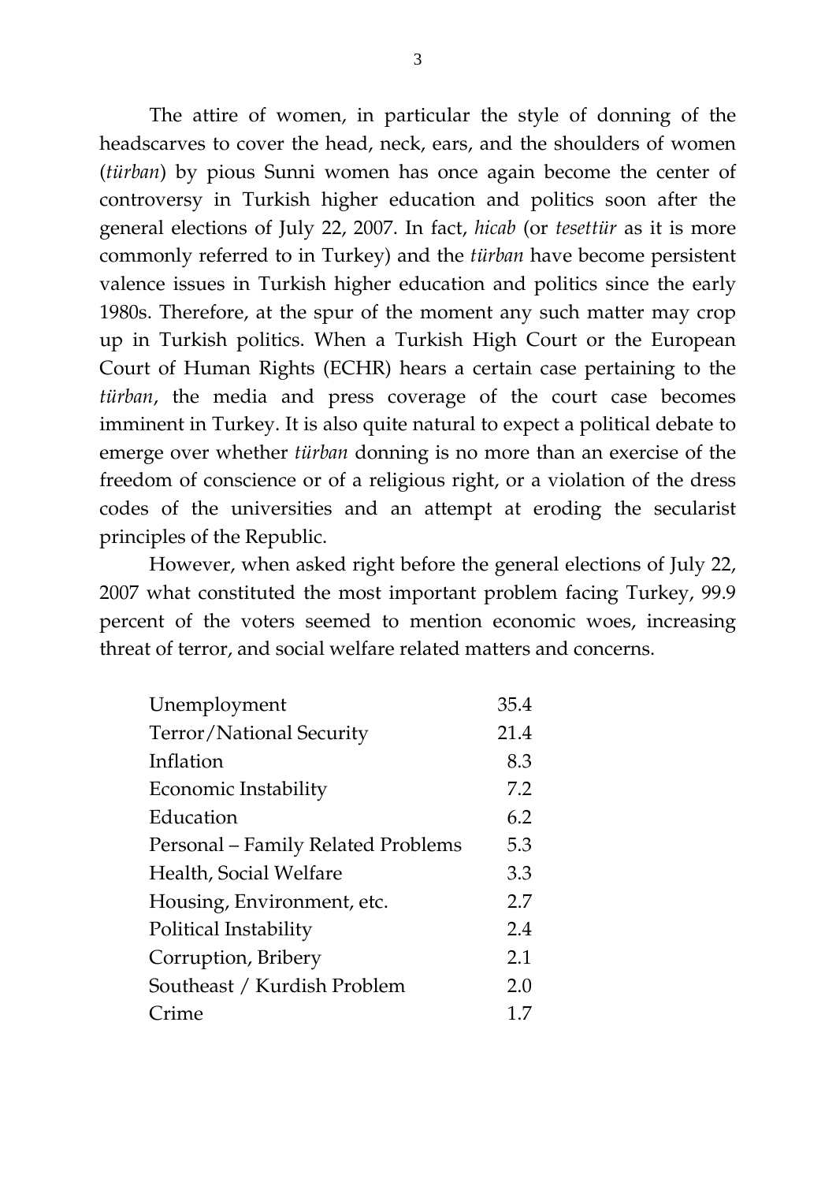The attire of women, in particular the style of donning of the headscarves to cover the head, neck, ears, and the shoulders of women (*türban*) by pious Sunni women has once again become the center of controversy in Turkish higher education and politics soon after the general elections of July 22, 2007. In fact, *hicab* (or *tesettür* as it is more commonly referred to in Turkey) and the *türban* have become persistent valence issues in Turkish higher education and politics since the early 1980s. Therefore, at the spur of the moment any such matter may crop up in Turkish politics. When a Turkish High Court or the European Court of Human Rights (ECHR) hears a certain case pertaining to the *türban*, the media and press coverage of the court case becomes imminent in Turkey. It is also quite natural to expect a political debate to emerge over whether *türban* donning is no more than an exercise of the freedom of conscience or of a religious right, or a violation of the dress codes of the universities and an attempt at eroding the secularist principles of the Republic.

However, when asked right before the general elections of July 22, 2007 what constituted the most important problem facing Turkey, 99.9 percent of the voters seemed to mention economic woes, increasing threat of terror, and social welfare related matters and concerns.

| | |
|---|---|
| Unemployment | 35.4 |
| Terror/National Security | 21.4 |
| Inflation | 8.3 |
| Economic Instability | 7.2 |
| Education | 6.2 |
| Personal – Family Related Problems | 5.3 |
| Health, Social Welfare | 3.3 |
| Housing, Environment, etc. | 2.7 |
| Political Instability | 2.4 |
| Corruption, Bribery | 2.1 |
| Southeast / Kurdish Problem | 2.0 |
| Crime | 1.7 |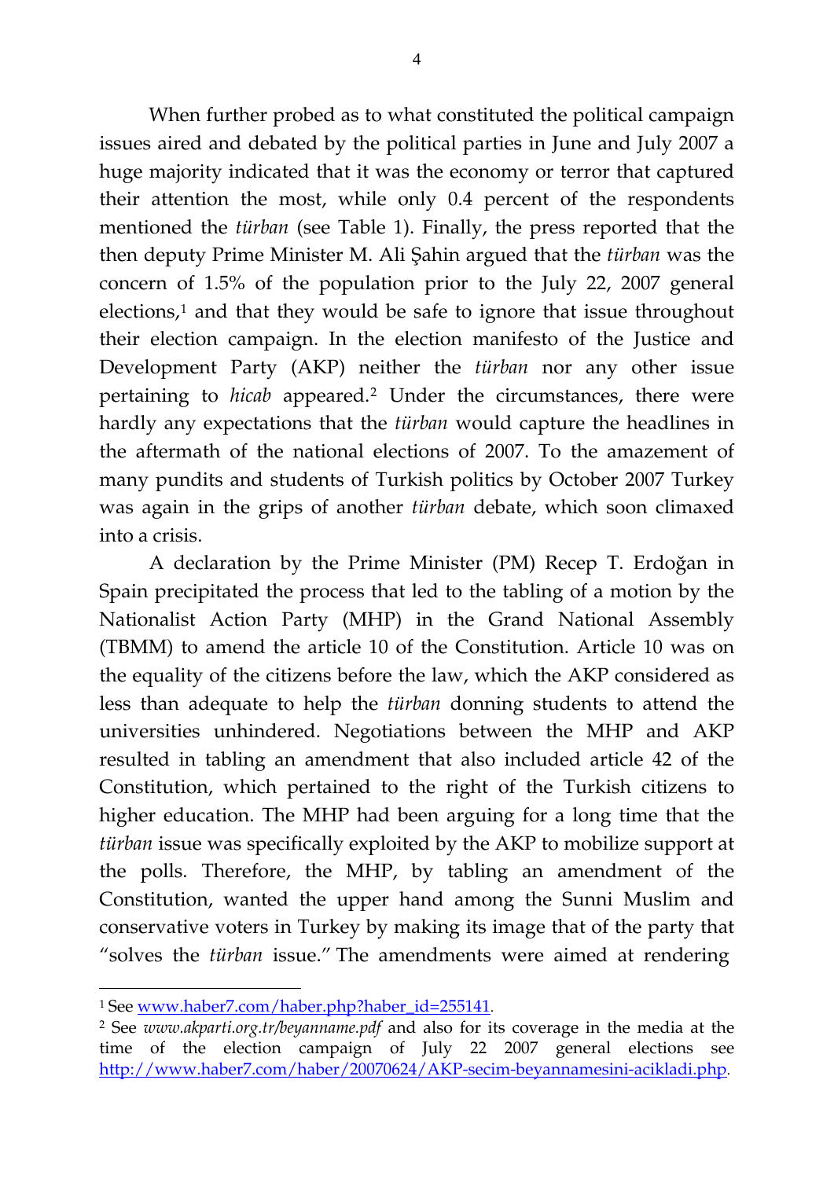When further probed as to what constituted the political campaign issues aired and debated by the political parties in June and July 2007 a huge majority indicated that it was the economy or terror that captured their attention the most, while only 0.4 percent of the respondents mentioned the *türban* (see Table 1). Finally, the press reported that the then deputy Prime Minister M. Ali Şahin argued that the *türban* was the concern of 1.5% of the population prior to the July 22, 2007 general elections,[1] and that they would be safe to ignore that issue throughout their election campaign. In the election manifesto of the Justice and Development Party (AKP) neither the *türban* nor any other issue pertaining to *hicab* appeared.[2] Under the circumstances, there were hardly any expectations that the *türban* would capture the headlines in the aftermath of the national elections of 2007. To the amazement of many pundits and students of Turkish politics by October 2007 Turkey was again in the grips of another *türban* debate, which soon climaxed into a crisis.

A declaration by the Prime Minister (PM) Recep T. Erdoğan in Spain precipitated the process that led to the tabling of a motion by the Nationalist Action Party (MHP) in the Grand National Assembly (TBMM) to amend the article 10 of the Constitution. Article 10 was on the equality of the citizens before the law, which the AKP considered as less than adequate to help the *türban* donning students to attend the universities unhindered. Negotiations between the MHP and AKP resulted in tabling an amendment that also included article 42 of the Constitution, which pertained to the right of the Turkish citizens to higher education. The MHP had been arguing for a long time that the *türban* issue was specifically exploited by the AKP to mobilize support at the polls. Therefore, the MHP, by tabling an amendment of the Constitution, wanted the upper hand among the Sunni Muslim and conservative voters in Turkey by making its image that of the party that "solves the *türban* issue." The amendments were aimed at rendering

---

[1] See www.haber7.com/haber.php?haber_id=255141.

[2] See *www.akparti.org.tr/beyanname.pdf* and also for its coverage in the media at the time of the election campaign of July 22 2007 general elections see http://www.haber7.com/haber/20070624/AKP-secim-beyannamesini-acikladi.php.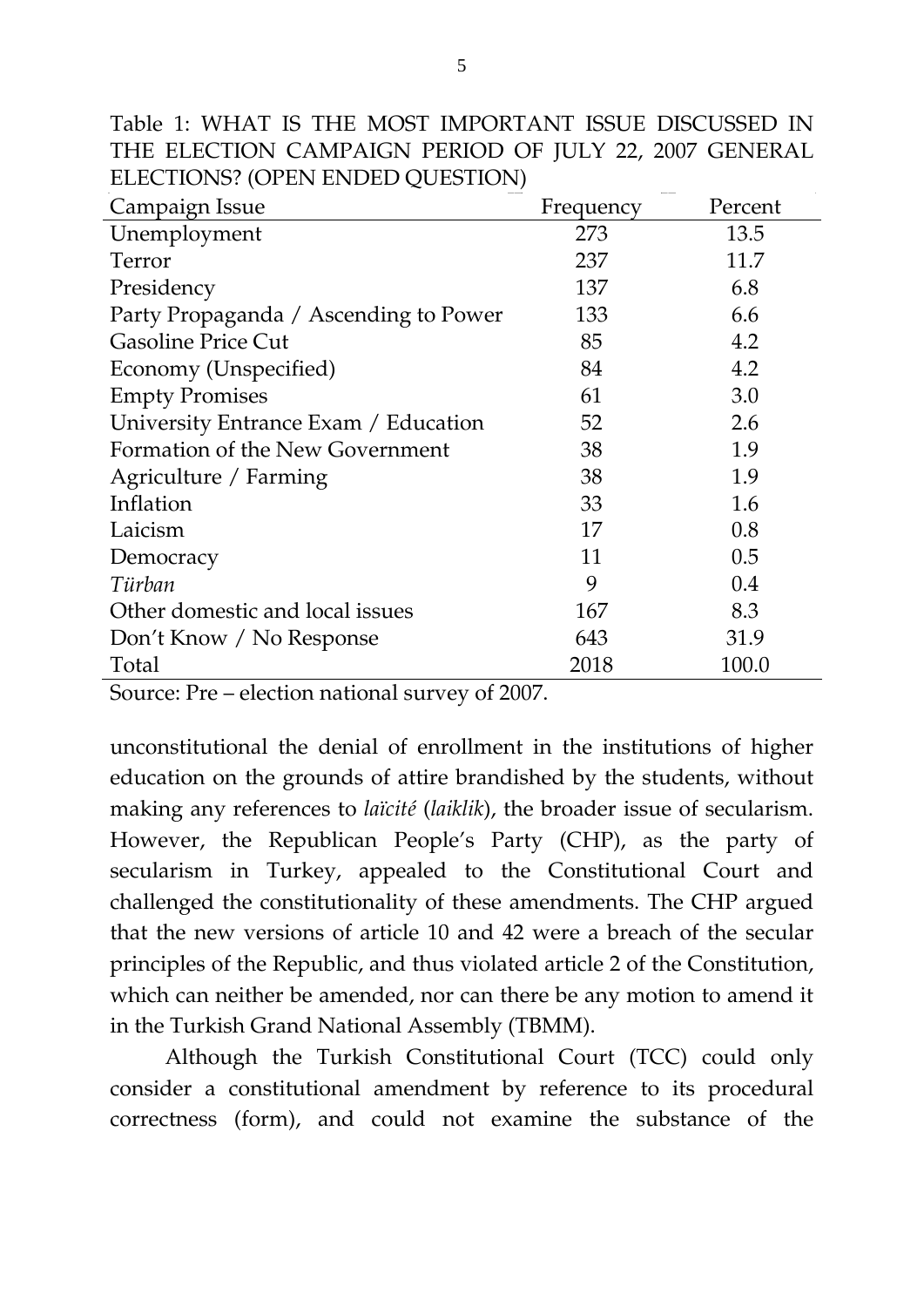Table 1: WHAT IS THE MOST IMPORTANT ISSUE DISCUSSED IN THE ELECTION CAMPAIGN PERIOD OF JULY 22, 2007 GENERAL ELECTIONS? (OPEN ENDED QUESTION)

| Campaign Issue | Frequency | Percent |
|---|---|---|
| Unemployment | 273 | 13.5 |
| Terror | 237 | 11.7 |
| Presidency | 137 | 6.8 |
| Party Propaganda / Ascending to Power | 133 | 6.6 |
| Gasoline Price Cut | 85 | 4.2 |
| Economy (Unspecified) | 84 | 4.2 |
| Empty Promises | 61 | 3.0 |
| University Entrance Exam / Education | 52 | 2.6 |
| Formation of the New Government | 38 | 1.9 |
| Agriculture / Farming | 38 | 1.9 |
| Inflation | 33 | 1.6 |
| Laicism | 17 | 0.8 |
| Democracy | 11 | 0.5 |
| *Türban* | 9 | 0.4 |
| Other domestic and local issues | 167 | 8.3 |
| Don't Know / No Response | 643 | 31.9 |
| Total | 2018 | 100.0 |

Source: Pre – election national survey of 2007.

unconstitutional the denial of enrollment in the institutions of higher education on the grounds of attire brandished by the students, without making any references to *laïcité* (*laiklik*), the broader issue of secularism. However, the Republican People's Party (CHP), as the party of secularism in Turkey, appealed to the Constitutional Court and challenged the constitutionality of these amendments. The CHP argued that the new versions of article 10 and 42 were a breach of the secular principles of the Republic, and thus violated article 2 of the Constitution, which can neither be amended, nor can there be any motion to amend it in the Turkish Grand National Assembly (TBMM).

Although the Turkish Constitutional Court (TCC) could only consider a constitutional amendment by reference to its procedural correctness (form), and could not examine the substance of the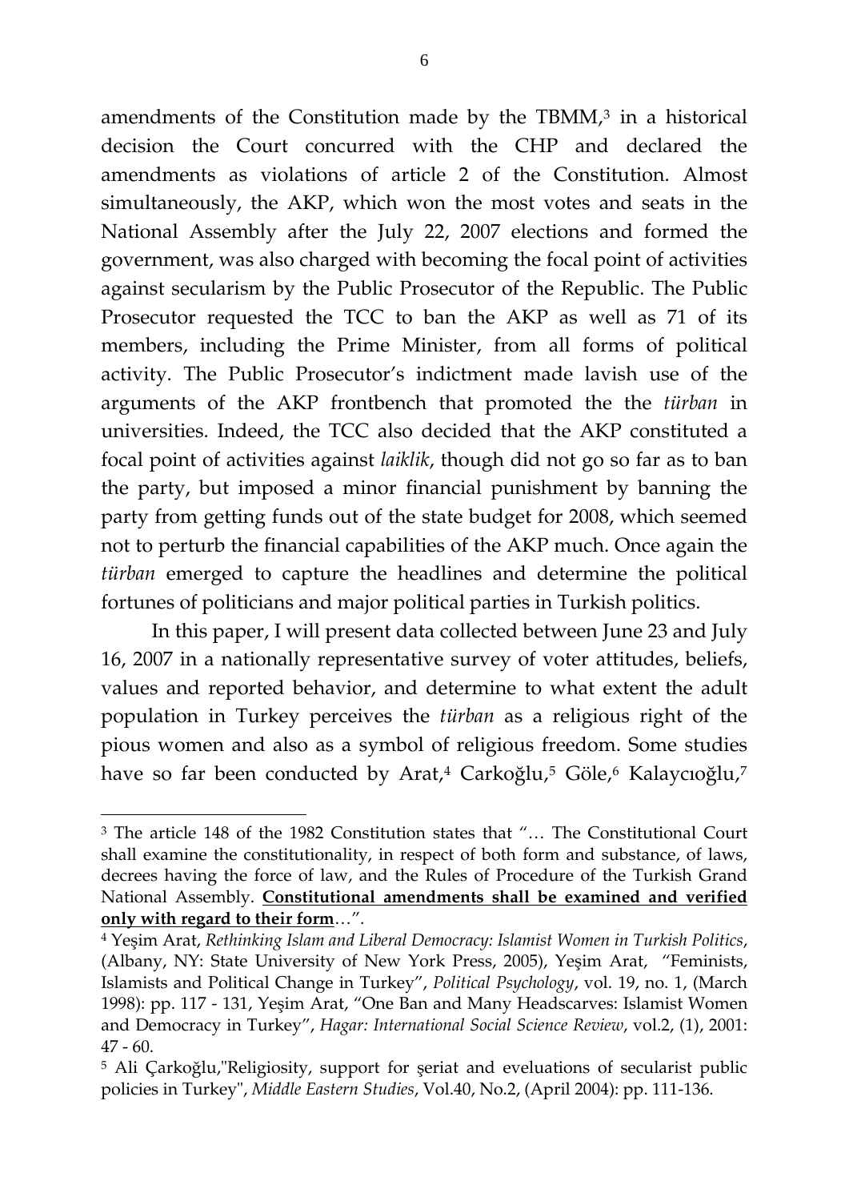amendments of the Constitution made by the TBMM,[3] in a historical decision the Court concurred with the CHP and declared the amendments as violations of article 2 of the Constitution. Almost simultaneously, the AKP, which won the most votes and seats in the National Assembly after the July 22, 2007 elections and formed the government, was also charged with becoming the focal point of activities against secularism by the Public Prosecutor of the Republic. The Public Prosecutor requested the TCC to ban the AKP as well as 71 of its members, including the Prime Minister, from all forms of political activity. The Public Prosecutor's indictment made lavish use of the arguments of the AKP frontbench that promoted the the *türban* in universities. Indeed, the TCC also decided that the AKP constituted a focal point of activities against *laiklik*, though did not go so far as to ban the party, but imposed a minor financial punishment by banning the party from getting funds out of the state budget for 2008, which seemed not to perturb the financial capabilities of the AKP much. Once again the *türban* emerged to capture the headlines and determine the political fortunes of politicians and major political parties in Turkish politics.

In this paper, I will present data collected between June 23 and July 16, 2007 in a nationally representative survey of voter attitudes, beliefs, values and reported behavior, and determine to what extent the adult population in Turkey perceives the *türban* as a religious right of the pious women and also as a symbol of religious freedom. Some studies have so far been conducted by Arat,[4] Carkoğlu,[5] Göle,[6] Kalaycıoğlu,[7]

---

[3] The article 148 of the 1982 Constitution states that "… The Constitutional Court shall examine the constitutionality, in respect of both form and substance, of laws, decrees having the force of law, and the Rules of Procedure of the Turkish Grand National Assembly. **<u>Constitutional amendments shall be examined and verified only with regard to their form</u>**…".

[4] Yeşim Arat, *Rethinking Islam and Liberal Democracy: Islamist Women in Turkish Politics*, (Albany, NY: State University of New York Press, 2005), Yeşim Arat, "Feminists, Islamists and Political Change in Turkey", *Political Psychology*, vol. 19, no. 1, (March 1998): pp. 117 - 131, Yeşim Arat, "One Ban and Many Headscarves: Islamist Women and Democracy in Turkey", *Hagar: International Social Science Review*, vol.2, (1), 2001: 47 - 60.

[5] Ali Çarkoğlu,"Religiosity, support for şeriat and eveluations of secularist public policies in Turkey", *Middle Eastern Studies*, Vol.40, No.2, (April 2004): pp. 111-136.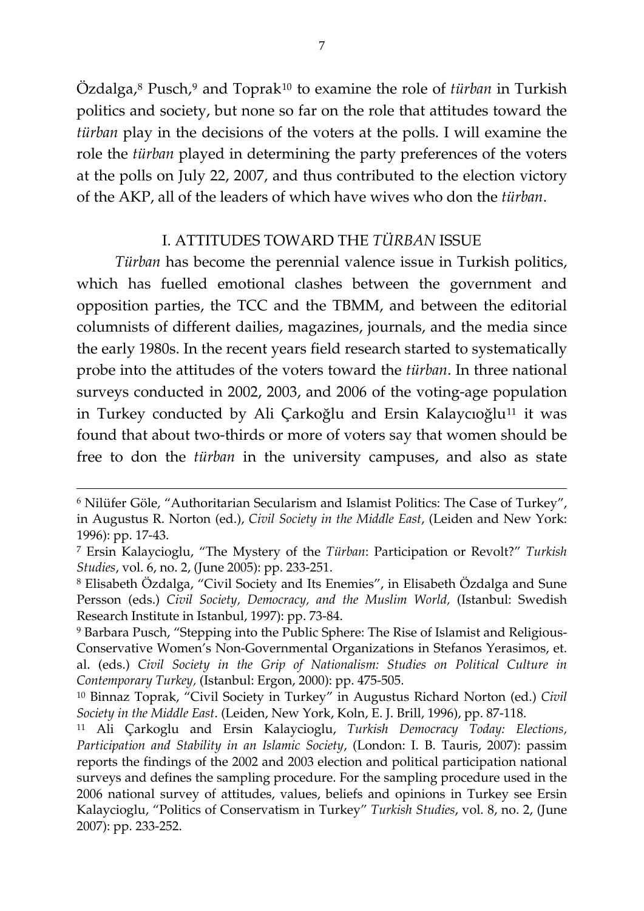Özdalga,[8] Pusch,[9] and Toprak[10] to examine the role of *türban* in Turkish politics and society, but none so far on the role that attitudes toward the *türban* play in the decisions of the voters at the polls. I will examine the role the *türban* played in determining the party preferences of the voters at the polls on July 22, 2007, and thus contributed to the election victory of the AKP, all of the leaders of which have wives who don the *türban*.

## I. ATTITUDES TOWARD THE *TÜRBAN* ISSUE

*Türban* has become the perennial valence issue in Turkish politics, which has fuelled emotional clashes between the government and opposition parties, the TCC and the TBMM, and between the editorial columnists of different dailies, magazines, journals, and the media since the early 1980s. In the recent years field research started to systematically probe into the attitudes of the voters toward the *türban*. In three national surveys conducted in 2002, 2003, and 2006 of the voting-age population in Turkey conducted by Ali Çarkoğlu and Ersin Kalaycıoğlu[11] it was found that about two-thirds or more of voters say that women should be free to don the *türban* in the university campuses, and also as state

---

[6] Nilüfer Göle, "Authoritarian Secularism and Islamist Politics: The Case of Turkey", in Augustus R. Norton (ed.), *Civil Society in the Middle East*, (Leiden and New York: 1996): pp. 17-43.

[7] Ersin Kalaycioglu, "The Mystery of the *Türban*: Participation or Revolt?" *Turkish Studies*, vol. 6, no. 2, (June 2005): pp. 233-251.

[8] Elisabeth Özdalga, "Civil Society and Its Enemies", in Elisabeth Özdalga and Sune Persson (eds.) *Civil Society, Democracy, and the Muslim World,* (Istanbul: Swedish Research Institute in Istanbul, 1997): pp. 73-84.

[9] Barbara Pusch, "Stepping into the Public Sphere: The Rise of Islamist and Religious-Conservative Women's Non-Governmental Organizations in Stefanos Yerasimos, et. al. (eds.) *Civil Society in the Grip of Nationalism: Studies on Political Culture in Contemporary Turkey,* (Istanbul: Ergon, 2000): pp. 475-505.

[10] Binnaz Toprak, "Civil Society in Turkey" in Augustus Richard Norton (ed.) *Civil Society in the Middle East*. (Leiden, New York, Koln, E. J. Brill, 1996), pp. 87-118.

[11] Ali Çarkoglu and Ersin Kalaycioglu, *Turkish Democracy Today: Elections, Participation and Stability in an Islamic Society*, (London: I. B. Tauris, 2007): passim reports the findings of the 2002 and 2003 election and political participation national surveys and defines the sampling procedure. For the sampling procedure used in the 2006 national survey of attitudes, values, beliefs and opinions in Turkey see Ersin Kalaycioglu, "Politics of Conservatism in Turkey" *Turkish Studies*, vol. 8, no. 2, (June 2007): pp. 233-252.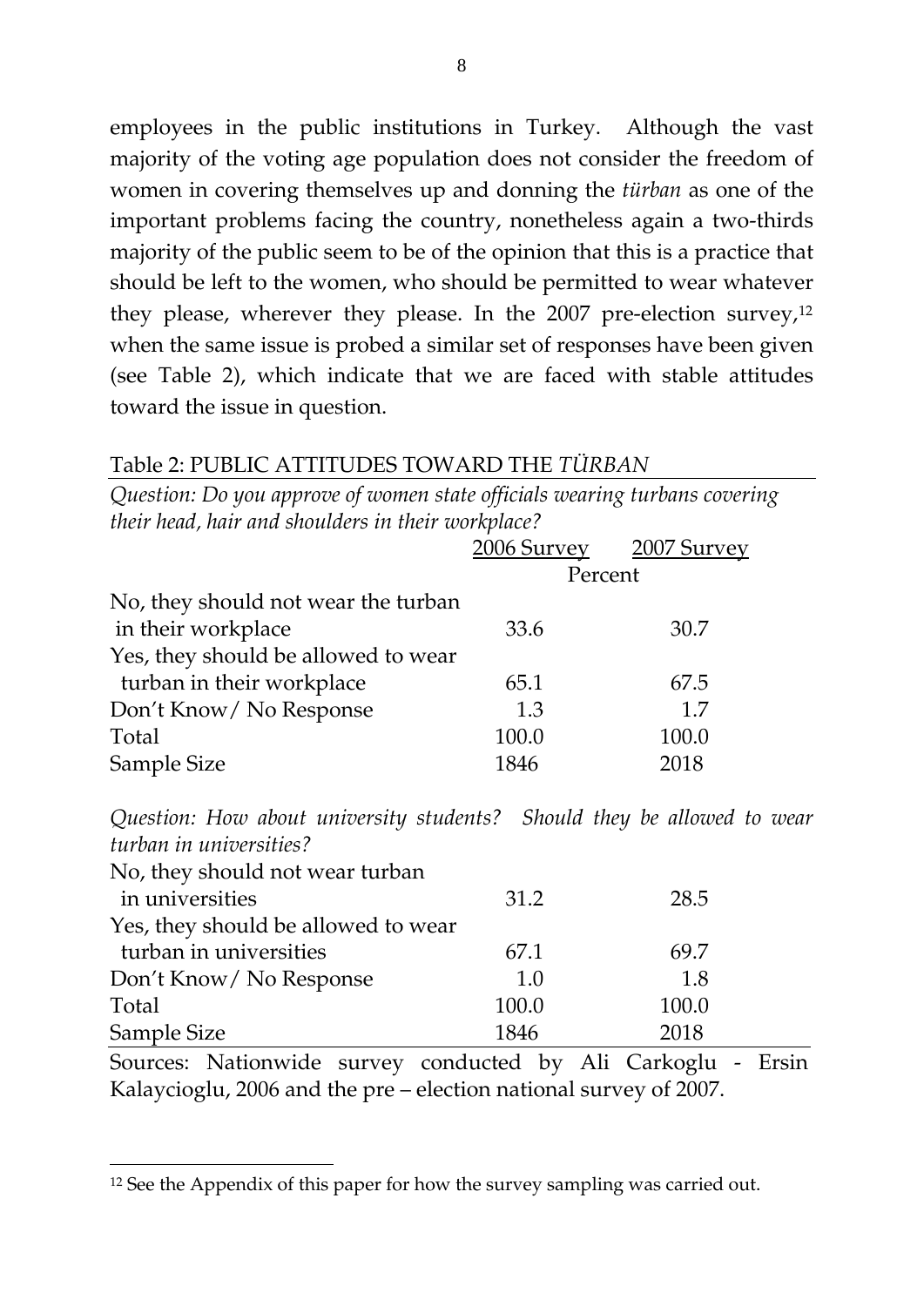employees in the public institutions in Turkey. Although the vast majority of the voting age population does not consider the freedom of women in covering themselves up and donning the *türban* as one of the important problems facing the country, nonetheless again a two-thirds majority of the public seem to be of the opinion that this is a practice that should be left to the women, who should be permitted to wear whatever they please, wherever they please. In the 2007 pre-election survey,[12] when the same issue is probed a similar set of responses have been given (see Table 2), which indicate that we are faced with stable attitudes toward the issue in question.

Table 2: PUBLIC ATTITUDES TOWARD THE *TÜRBAN*

*Question: Do you approve of women state officials wearing turbans covering their head, hair and shoulders in their workplace?*

| | 2006 Survey | 2007 Survey |
|---|---|---|
| | Percent | |
| No, they should not wear the turban in their workplace | 33.6 | 30.7 |
| Yes, they should be allowed to wear turban in their workplace | 65.1 | 67.5 |
| Don't Know/ No Response | 1.3 | 1.7 |
| Total | 100.0 | 100.0 |
| Sample Size | 1846 | 2018 |

*Question: How about university students? Should they be allowed to wear turban in universities?*

| | 2006 Survey | 2007 Survey |
|---|---|---|
| No, they should not wear turban in universities | 31.2 | 28.5 |
| Yes, they should be allowed to wear turban in universities | 67.1 | 69.7 |
| Don't Know/ No Response | 1.0 | 1.8 |
| Total | 100.0 | 100.0 |
| Sample Size | 1846 | 2018 |

Sources: Nationwide survey conducted by Ali Carkoglu - Ersin Kalaycioglu, 2006 and the pre – election national survey of 2007.

[12] See the Appendix of this paper for how the survey sampling was carried out.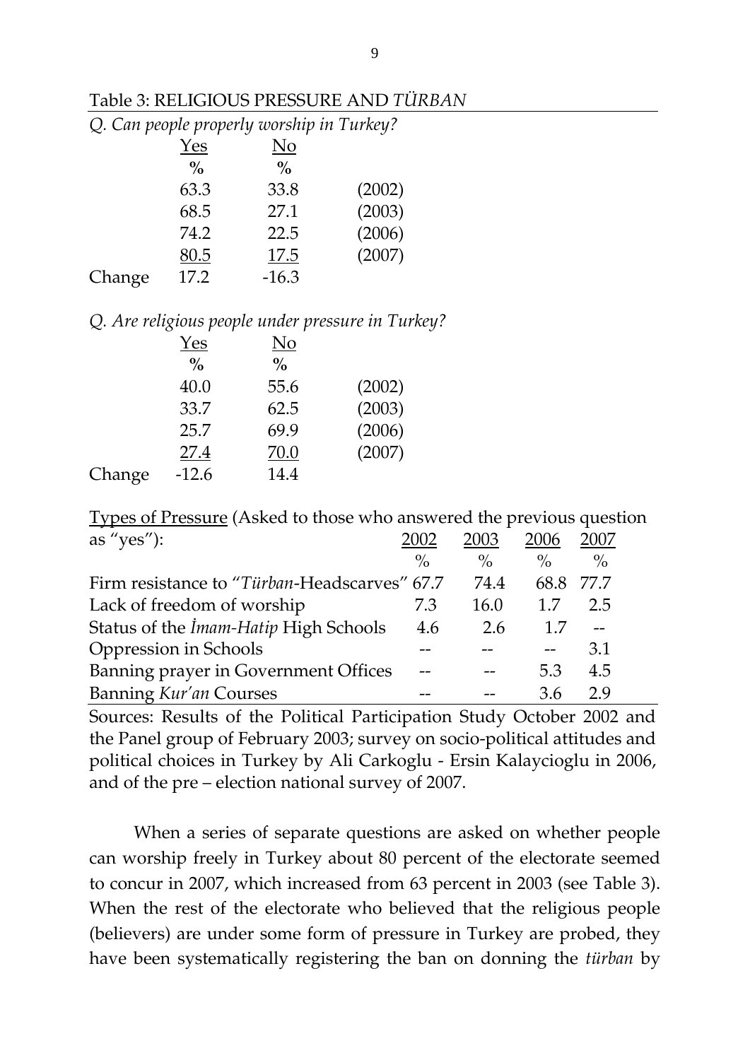Table 3: RELIGIOUS PRESSURE AND *TÜRBAN*

*Q. Can people properly worship in Turkey?*

| | Yes | No | |
|---|---|---|---|
| | % | % | |
| | 63.3 | 33.8 | (2002) |
| | 68.5 | 27.1 | (2003) |
| | 74.2 | 22.5 | (2006) |
| | 80.5 | 17.5 | (2007) |
| Change | 17.2 | -16.3 | |

*Q. Are religious people under pressure in Turkey?*

| | Yes | No | |
|---|---|---|---|
| | % | % | |
| | 40.0 | 55.6 | (2002) |
| | 33.7 | 62.5 | (2003) |
| | 25.7 | 69.9 | (2006) |
| | 27.4 | 70.0 | (2007) |
| Change | -12.6 | 14.4 | |

Types of Pressure (Asked to those who answered the previous question as "yes"):

| | 2002 | 2003 | 2006 | 2007 |
|---|---|---|---|---|
| | % | % | % | % |
| Firm resistance to "*Türban*-Headscarves" | 67.7 | 74.4 | 68.8 | 77.7 |
| Lack of freedom of worship | 7.3 | 16.0 | 1.7 | 2.5 |
| Status of the *İmam-Hatip* High Schools | 4.6 | 2.6 | 1.7 | -- |
| Oppression in Schools | -- | -- | -- | 3.1 |
| Banning prayer in Government Offices | -- | -- | 5.3 | 4.5 |
| Banning *Kur'an* Courses | -- | -- | 3.6 | 2.9 |

Sources: Results of the Political Participation Study October 2002 and the Panel group of February 2003; survey on socio-political attitudes and political choices in Turkey by Ali Carkoglu - Ersin Kalaycioglu in 2006, and of the pre – election national survey of 2007.

When a series of separate questions are asked on whether people can worship freely in Turkey about 80 percent of the electorate seemed to concur in 2007, which increased from 63 percent in 2003 (see Table 3). When the rest of the electorate who believed that the religious people (believers) are under some form of pressure in Turkey are probed, they have been systematically registering the ban on donning the *türban* by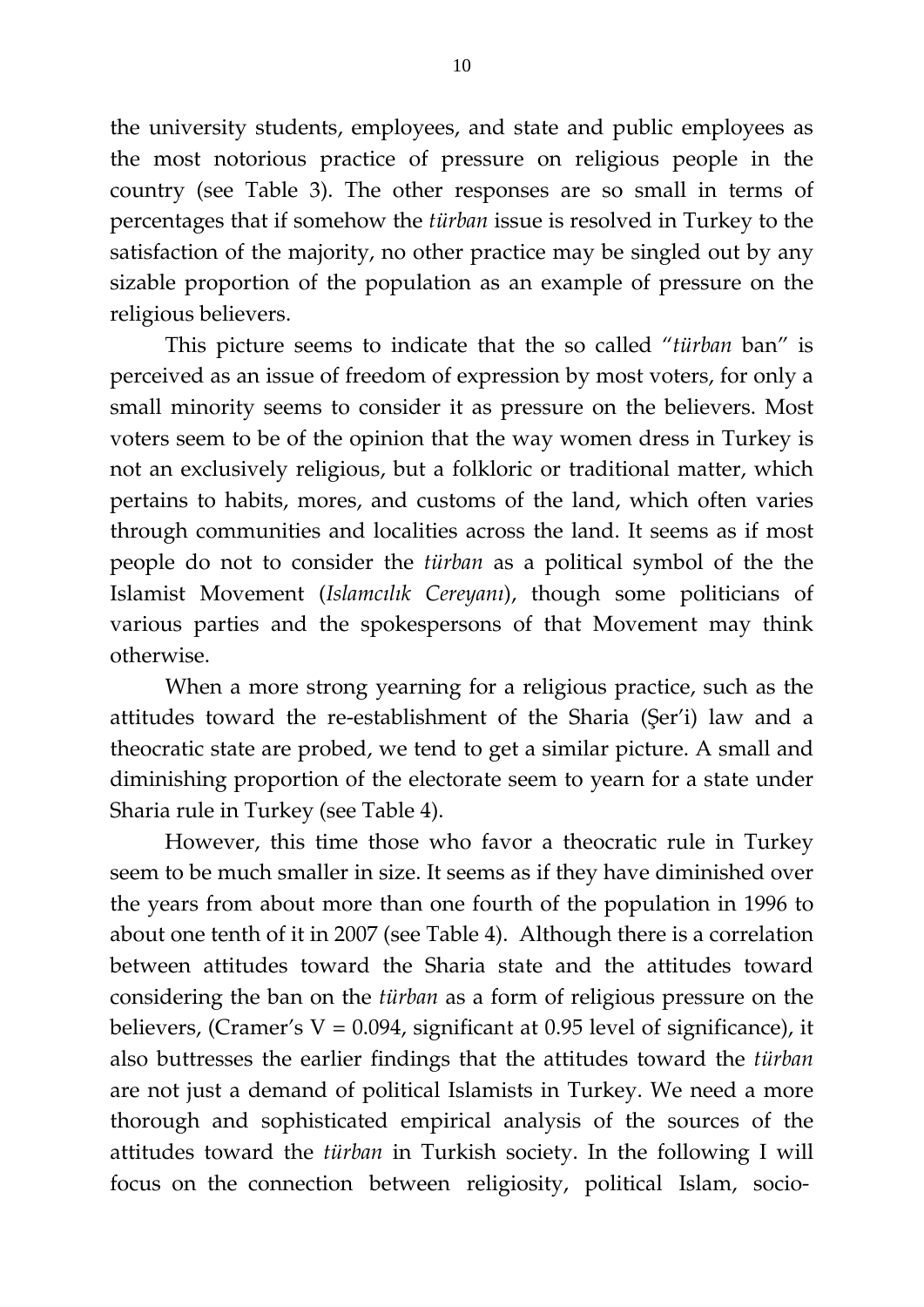the university students, employees, and state and public employees as the most notorious practice of pressure on religious people in the country (see Table 3). The other responses are so small in terms of percentages that if somehow the *türban* issue is resolved in Turkey to the satisfaction of the majority, no other practice may be singled out by any sizable proportion of the population as an example of pressure on the religious believers.

This picture seems to indicate that the so called "*türban* ban" is perceived as an issue of freedom of expression by most voters, for only a small minority seems to consider it as pressure on the believers. Most voters seem to be of the opinion that the way women dress in Turkey is not an exclusively religious, but a folkloric or traditional matter, which pertains to habits, mores, and customs of the land, which often varies through communities and localities across the land. It seems as if most people do not to consider the *türban* as a political symbol of the the Islamist Movement (*Islamcılık Cereyanı*), though some politicians of various parties and the spokespersons of that Movement may think otherwise.

When a more strong yearning for a religious practice, such as the attitudes toward the re-establishment of the Sharia (Şer'i) law and a theocratic state are probed, we tend to get a similar picture. A small and diminishing proportion of the electorate seem to yearn for a state under Sharia rule in Turkey (see Table 4).

However, this time those who favor a theocratic rule in Turkey seem to be much smaller in size. It seems as if they have diminished over the years from about more than one fourth of the population in 1996 to about one tenth of it in 2007 (see Table 4). Although there is a correlation between attitudes toward the Sharia state and the attitudes toward considering the ban on the *türban* as a form of religious pressure on the believers, (Cramer's V = 0.094, significant at 0.95 level of significance), it also buttresses the earlier findings that the attitudes toward the *türban* are not just a demand of political Islamists in Turkey. We need a more thorough and sophisticated empirical analysis of the sources of the attitudes toward the *türban* in Turkish society. In the following I will focus on the connection between religiosity, political Islam, socio-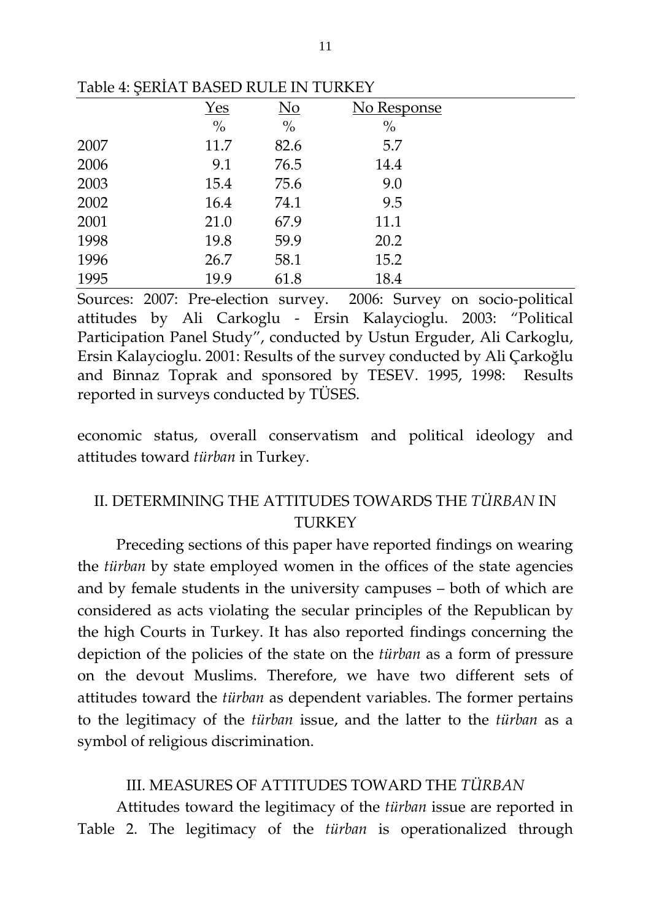Table 4: ŞERİAT BASED RULE IN TURKEY

| | Yes | No | No Response |
|---|---|---|---|
| | % | % | % |
| 2007 | 11.7 | 82.6 | 5.7 |
| 2006 | 9.1 | 76.5 | 14.4 |
| 2003 | 15.4 | 75.6 | 9.0 |
| 2002 | 16.4 | 74.1 | 9.5 |
| 2001 | 21.0 | 67.9 | 11.1 |
| 1998 | 19.8 | 59.9 | 20.2 |
| 1996 | 26.7 | 58.1 | 15.2 |
| 1995 | 19.9 | 61.8 | 18.4 |

Sources: 2007: Pre-election survey. 2006: Survey on socio-political attitudes by Ali Carkoglu - Ersin Kalaycioglu. 2003: "Political Participation Panel Study", conducted by Ustun Erguder, Ali Carkoglu, Ersin Kalaycioglu. 2001: Results of the survey conducted by Ali Çarkoğlu and Binnaz Toprak and sponsored by TESEV. 1995, 1998: Results reported in surveys conducted by TÜSES.

economic status, overall conservatism and political ideology and attitudes toward *türban* in Turkey.

## II. DETERMINING THE ATTITUDES TOWARDS THE *TÜRBAN* IN TURKEY

Preceding sections of this paper have reported findings on wearing the *türban* by state employed women in the offices of the state agencies and by female students in the university campuses – both of which are considered as acts violating the secular principles of the Republican by the high Courts in Turkey. It has also reported findings concerning the depiction of the policies of the state on the *türban* as a form of pressure on the devout Muslims. Therefore, we have two different sets of attitudes toward the *türban* as dependent variables. The former pertains to the legitimacy of the *türban* issue, and the latter to the *türban* as a symbol of religious discrimination.

## III. MEASURES OF ATTITUDES TOWARD THE *TÜRBAN*

Attitudes toward the legitimacy of the *türban* issue are reported in Table 2. The legitimacy of the *türban* is operationalized through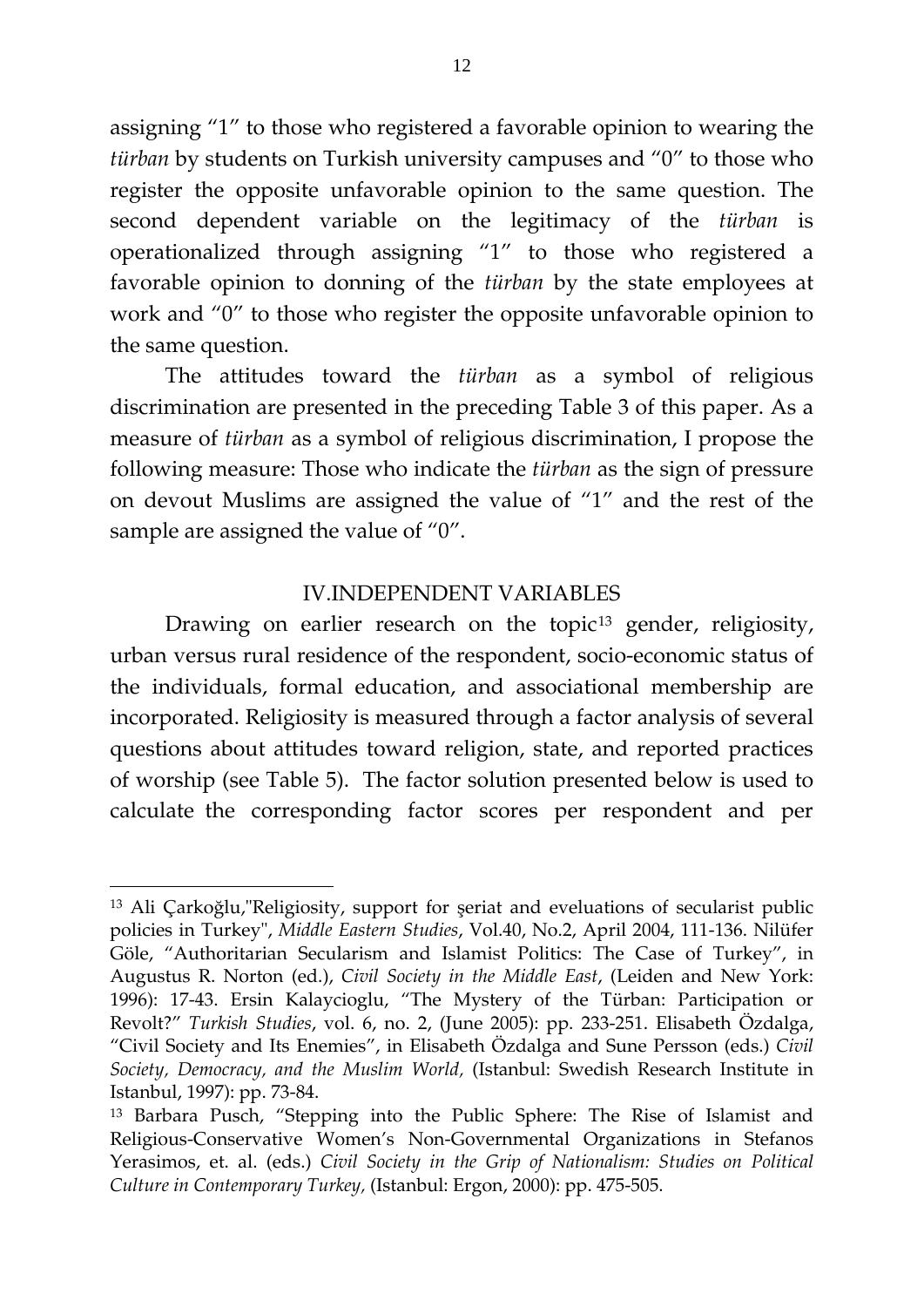assigning “1” to those who registered a favorable opinion to wearing the *türban* by students on Turkish university campuses and “0” to those who register the opposite unfavorable opinion to the same question. The second dependent variable on the legitimacy of the *türban* is operationalized through assigning “1” to those who registered a favorable opinion to donning of the *türban* by the state employees at work and “0” to those who register the opposite unfavorable opinion to the same question.

The attitudes toward the *türban* as a symbol of religious discrimination are presented in the preceding Table 3 of this paper. As a measure of *türban* as a symbol of religious discrimination, I propose the following measure: Those who indicate the *türban* as the sign of pressure on devout Muslims are assigned the value of “1” and the rest of the sample are assigned the value of “0”.

## IV.INDEPENDENT VARIABLES

Drawing on earlier research on the topic[13] gender, religiosity, urban versus rural residence of the respondent, socio-economic status of the individuals, formal education, and associational membership are incorporated. Religiosity is measured through a factor analysis of several questions about attitudes toward religion, state, and reported practices of worship (see Table 5). The factor solution presented below is used to calculate the corresponding factor scores per respondent and per

---

[13] Ali Çarkoğlu,"Religiosity, support for şeriat and eveluations of secularist public policies in Turkey", *Middle Eastern Studies*, Vol.40, No.2, April 2004, 111-136. Nilüfer Göle, “Authoritarian Secularism and Islamist Politics: The Case of Turkey”, in Augustus R. Norton (ed.), *Civil Society in the Middle East*, (Leiden and New York: 1996): 17-43. Ersin Kalaycioglu, “The Mystery of the Türban: Participation or Revolt?” *Turkish Studies*, vol. 6, no. 2, (June 2005): pp. 233-251. Elisabeth Özdalga, “Civil Society and Its Enemies”, in Elisabeth Özdalga and Sune Persson (eds.) *Civil Society, Democracy, and the Muslim World,* (Istanbul: Swedish Research Institute in Istanbul, 1997): pp. 73-84.

[13] Barbara Pusch, “Stepping into the Public Sphere: The Rise of Islamist and Religious-Conservative Women’s Non-Governmental Organizations in Stefanos Yerasimos, et. al. (eds.) *Civil Society in the Grip of Nationalism: Studies on Political Culture in Contemporary Turkey,* (Istanbul: Ergon, 2000): pp. 475-505.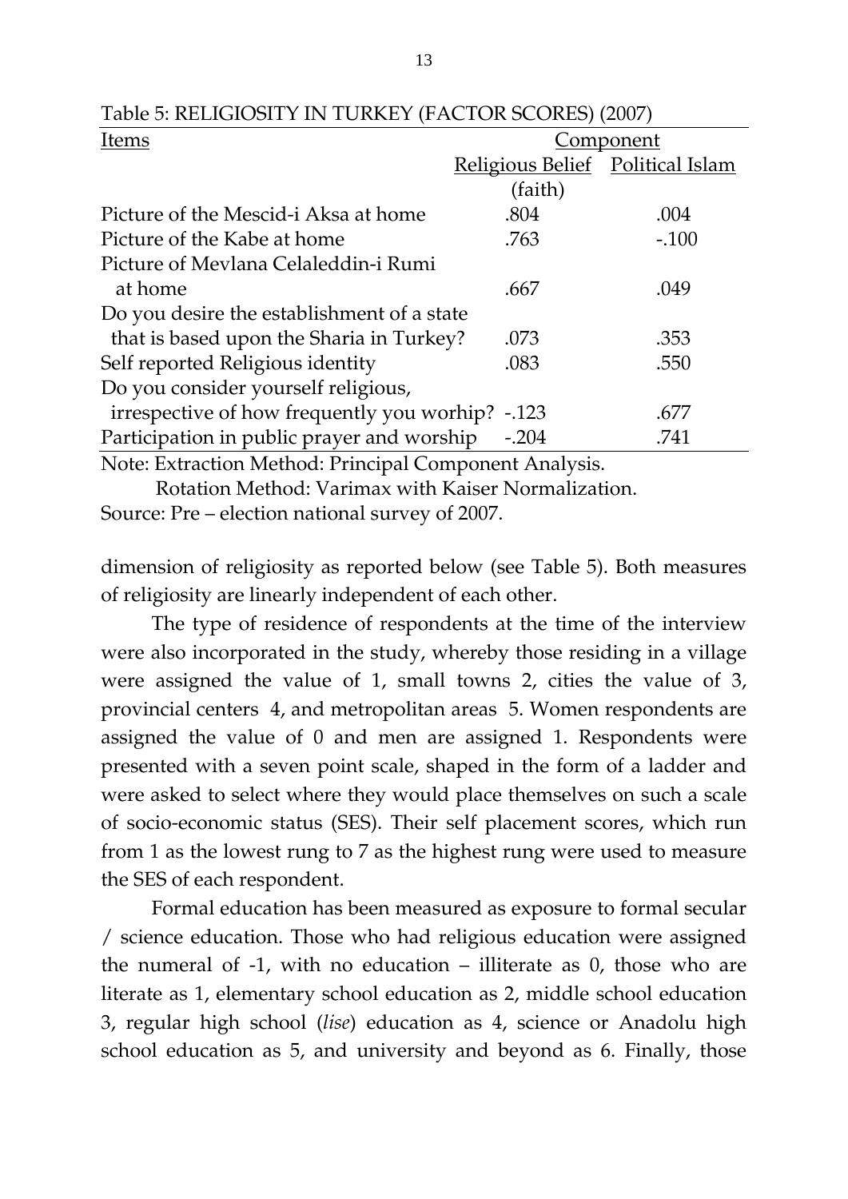Table 5: RELIGIOSITY IN TURKEY (FACTOR SCORES) (2007)

| Items | Component | |
|---|---|---|
| | Religious Belief (faith) | Political Islam |
| Picture of the Mescid-i Aksa at home | .804 | .004 |
| Picture of the Kabe at home | .763 | -.100 |
| Picture of Mevlana Celaleddin-i Rumi at home | .667 | .049 |
| Do you desire the establishment of a state that is based upon the Sharia in Turkey? | .073 | .353 |
| Self reported Religious identity | .083 | .550 |
| Do you consider yourself religious, irrespective of how frequently you worhip? | -.123 | .677 |
| Participation in public prayer and worship | -.204 | .741 |

Note: Extraction Method: Principal Component Analysis.
Rotation Method: Varimax with Kaiser Normalization.
Source: Pre – election national survey of 2007.

dimension of religiosity as reported below (see Table 5). Both measures of religiosity are linearly independent of each other.

The type of residence of respondents at the time of the interview were also incorporated in the study, whereby those residing in a village were assigned the value of 1, small towns 2, cities the value of 3, provincial centers 4, and metropolitan areas 5. Women respondents are assigned the value of 0 and men are assigned 1. Respondents were presented with a seven point scale, shaped in the form of a ladder and were asked to select where they would place themselves on such a scale of socio-economic status (SES). Their self placement scores, which run from 1 as the lowest rung to 7 as the highest rung were used to measure the SES of each respondent.

Formal education has been measured as exposure to formal secular / science education. Those who had religious education were assigned the numeral of -1, with no education – illiterate as 0, those who are literate as 1, elementary school education as 2, middle school education 3, regular high school (*lise*) education as 4, science or Anadolu high school education as 5, and university and beyond as 6. Finally, those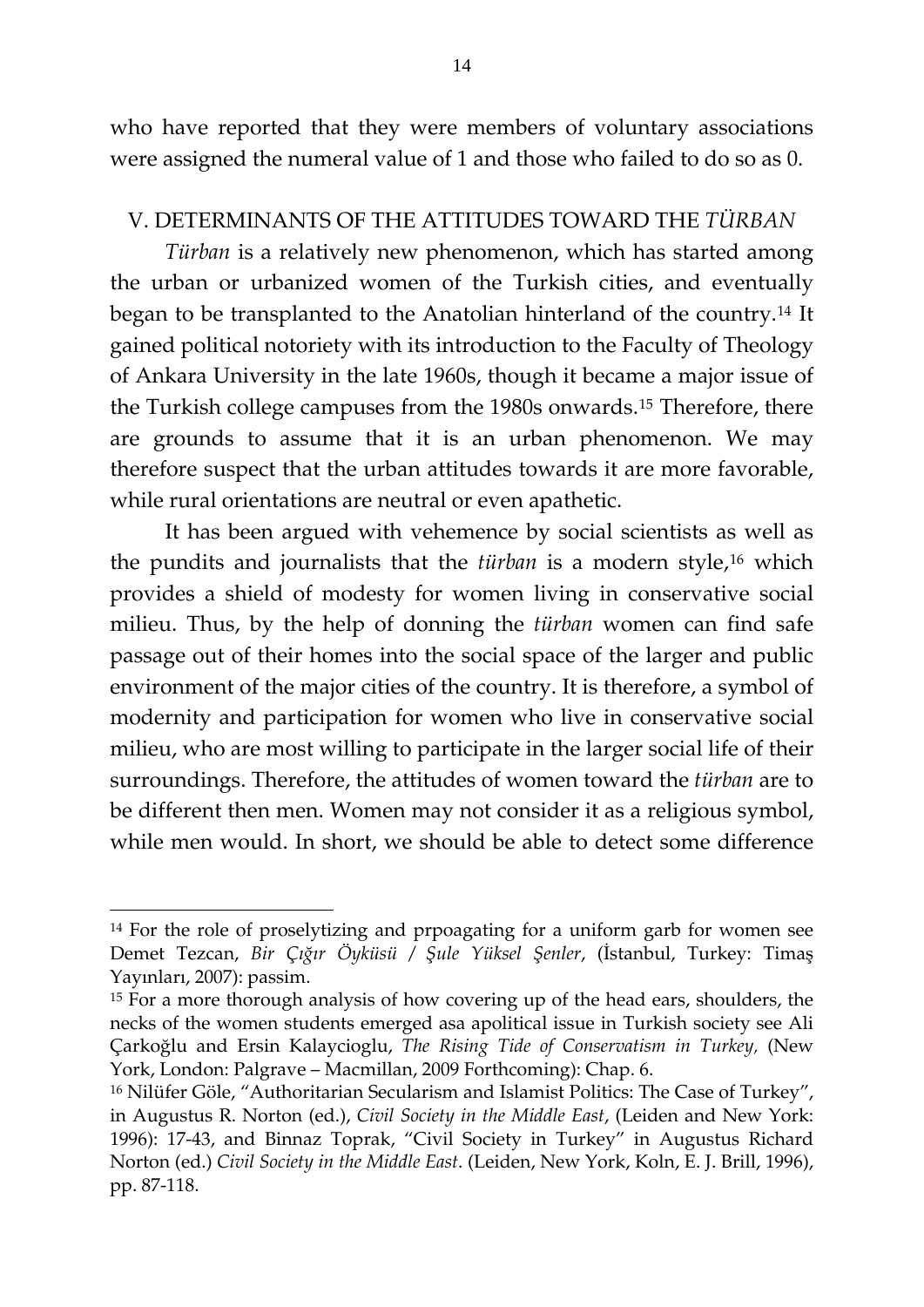who have reported that they were members of voluntary associations were assigned the numeral value of 1 and those who failed to do so as 0.

## V. DETERMINANTS OF THE ATTITUDES TOWARD THE *TÜRBAN*

*Türban* is a relatively new phenomenon, which has started among the urban or urbanized women of the Turkish cities, and eventually began to be transplanted to the Anatolian hinterland of the country.[14] It gained political notoriety with its introduction to the Faculty of Theology of Ankara University in the late 1960s, though it became a major issue of the Turkish college campuses from the 1980s onwards.[15] Therefore, there are grounds to assume that it is an urban phenomenon. We may therefore suspect that the urban attitudes towards it are more favorable, while rural orientations are neutral or even apathetic.

It has been argued with vehemence by social scientists as well as the pundits and journalists that the *türban* is a modern style,[16] which provides a shield of modesty for women living in conservative social milieu. Thus, by the help of donning the *türban* women can find safe passage out of their homes into the social space of the larger and public environment of the major cities of the country. It is therefore, a symbol of modernity and participation for women who live in conservative social milieu, who are most willing to participate in the larger social life of their surroundings. Therefore, the attitudes of women toward the *türban* are to be different then men. Women may not consider it as a religious symbol, while men would. In short, we should be able to detect some difference

---

[14] For the role of proselytizing and prpoagating for a uniform garb for women see Demet Tezcan, *Bir Çığır Öyküsü / Şule Yüksel Şenler*, (İstanbul, Turkey: Timaş Yayınları, 2007): passim.

[15] For a more thorough analysis of how covering up of the head ears, shoulders, the necks of the women students emerged asa apolitical issue in Turkish society see Ali Çarkoğlu and Ersin Kalaycioglu, *The Rising Tide of Conservatism in Turkey*, (New York, London: Palgrave – Macmillan, 2009 Forthcoming): Chap. 6.

[16] Nilüfer Göle, "Authoritarian Secularism and Islamist Politics: The Case of Turkey", in Augustus R. Norton (ed.), *Civil Society in the Middle East*, (Leiden and New York: 1996): 17-43, and Binnaz Toprak, "Civil Society in Turkey" in Augustus Richard Norton (ed.) *Civil Society in the Middle East*. (Leiden, New York, Koln, E. J. Brill, 1996), pp. 87-118.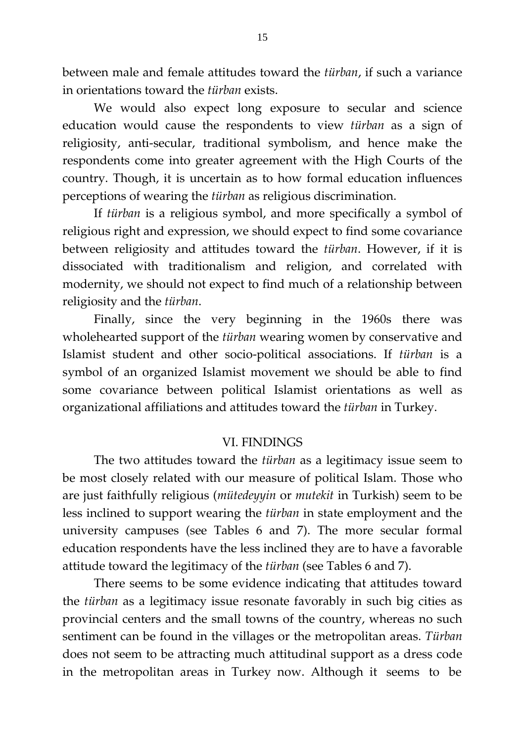between male and female attitudes toward the *türban*, if such a variance in orientations toward the *türban* exists.

We would also expect long exposure to secular and science education would cause the respondents to view *türban* as a sign of religiosity, anti-secular, traditional symbolism, and hence make the respondents come into greater agreement with the High Courts of the country. Though, it is uncertain as to how formal education influences perceptions of wearing the *türban* as religious discrimination.

If *türban* is a religious symbol, and more specifically a symbol of religious right and expression, we should expect to find some covariance between religiosity and attitudes toward the *türban*. However, if it is dissociated with traditionalism and religion, and correlated with modernity, we should not expect to find much of a relationship between religiosity and the *türban*.

Finally, since the very beginning in the 1960s there was wholehearted support of the *türban* wearing women by conservative and Islamist student and other socio-political associations. If *türban* is a symbol of an organized Islamist movement we should be able to find some covariance between political Islamist orientations as well as organizational affiliations and attitudes toward the *türban* in Turkey.

## VI. FINDINGS

The two attitudes toward the *türban* as a legitimacy issue seem to be most closely related with our measure of political Islam. Those who are just faithfully religious (*mütedeyyin* or *mutekit* in Turkish) seem to be less inclined to support wearing the *türban* in state employment and the university campuses (see Tables 6 and 7). The more secular formal education respondents have the less inclined they are to have a favorable attitude toward the legitimacy of the *türban* (see Tables 6 and 7).

There seems to be some evidence indicating that attitudes toward the *türban* as a legitimacy issue resonate favorably in such big cities as provincial centers and the small towns of the country, whereas no such sentiment can be found in the villages or the metropolitan areas. *Türban* does not seem to be attracting much attitudinal support as a dress code in the metropolitan areas in Turkey now. Although it seems to be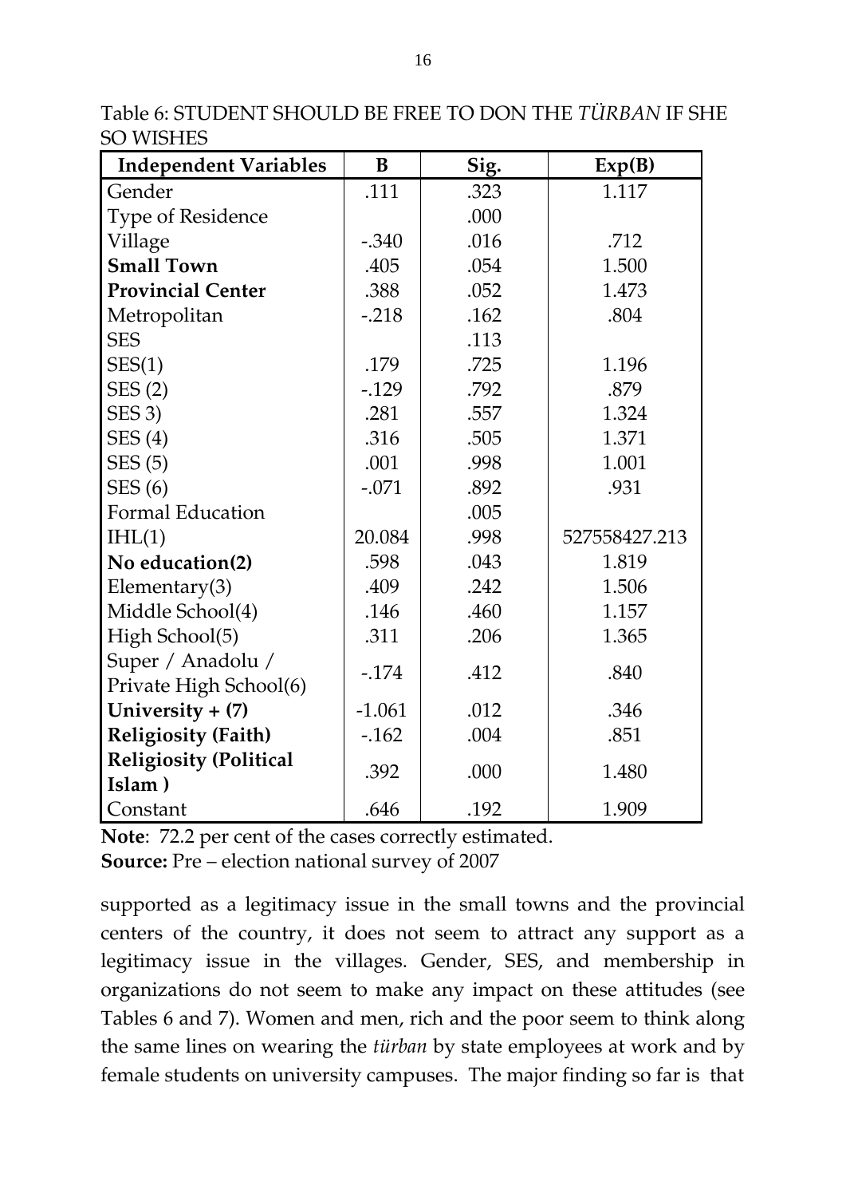Table 6: STUDENT SHOULD BE FREE TO DON THE *TÜRBAN* IF SHE SO WISHES

| Independent Variables | B | Sig. | Exp(B) |
|---|---|---|---|
| Gender | .111 | .323 | 1.117 |
| Type of Residence | | .000 | |
| Village | -.340 | .016 | .712 |
| **Small Town** | .405 | .054 | 1.500 |
| **Provincial Center** | .388 | .052 | 1.473 |
| Metropolitan | -.218 | .162 | .804 |
| SES | | .113 | |
| SES(1) | .179 | .725 | 1.196 |
| SES (2) | -.129 | .792 | .879 |
| SES 3) | .281 | .557 | 1.324 |
| SES (4) | .316 | .505 | 1.371 |
| SES (5) | .001 | .998 | 1.001 |
| SES (6) | -.071 | .892 | .931 |
| Formal Education | | .005 | |
| IHL(1) | 20.084 | .998 | 527558427.213 |
| **No education(2)** | .598 | .043 | 1.819 |
| Elementary(3) | .409 | .242 | 1.506 |
| Middle School(4) | .146 | .460 | 1.157 |
| High School(5) | .311 | .206 | 1.365 |
| Super / Anadolu / Private High School(6) | -.174 | .412 | .840 |
| **University + (7)** | -1.061 | .012 | .346 |
| **Religiosity (Faith)** | -.162 | .004 | .851 |
| **Religiosity (Political Islam )** | .392 | .000 | 1.480 |
| Constant | .646 | .192 | 1.909 |

**Note**: 72.2 per cent of the cases correctly estimated.
**Source:** Pre – election national survey of 2007

supported as a legitimacy issue in the small towns and the provincial centers of the country, it does not seem to attract any support as a legitimacy issue in the villages. Gender, SES, and membership in organizations do not seem to make any impact on these attitudes (see Tables 6 and 7). Women and men, rich and the poor seem to think along the same lines on wearing the *türban* by state employees at work and by female students on university campuses. The major finding so far is that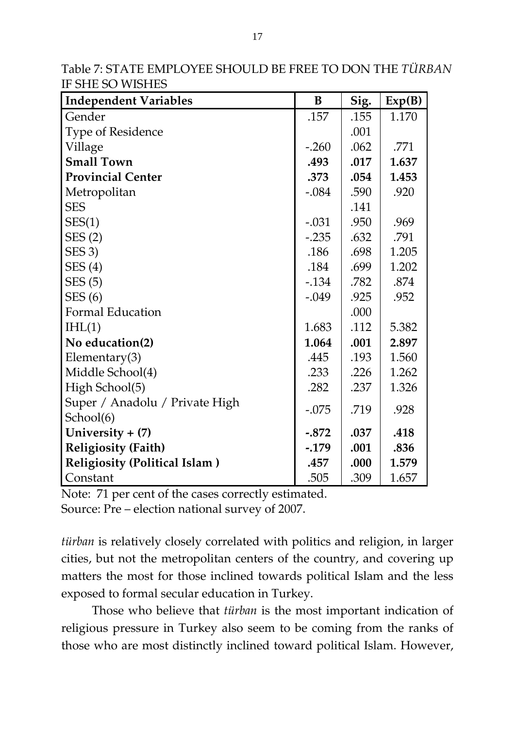Table 7: STATE EMPLOYEE SHOULD BE FREE TO DON THE *TÜRBAN* IF SHE SO WISHES

| Independent Variables | B | Sig. | Exp(B) |
|---|---|---|---|
| Gender | .157 | .155 | 1.170 |
| Type of Residence | | .001 | |
| Village | -.260 | .062 | .771 |
| **Small Town** | **.493** | **.017** | **1.637** |
| **Provincial Center** | **.373** | **.054** | **1.453** |
| Metropolitan | -.084 | .590 | .920 |
| SES | | .141 | |
| SES(1) | -.031 | .950 | .969 |
| SES (2) | -.235 | .632 | .791 |
| SES 3) | .186 | .698 | 1.205 |
| SES (4) | .184 | .699 | 1.202 |
| SES (5) | -.134 | .782 | .874 |
| SES (6) | -.049 | .925 | .952 |
| Formal Education | | .000 | |
| IHL(1) | 1.683 | .112 | 5.382 |
| **No education(2)** | **1.064** | **.001** | **2.897** |
| Elementary(3) | .445 | .193 | 1.560 |
| Middle School(4) | .233 | .226 | 1.262 |
| High School(5) | .282 | .237 | 1.326 |
| Super / Anadolu / Private High School(6) | -.075 | .719 | .928 |
| **University + (7)** | **-.872** | **.037** | **.418** |
| **Religiosity (Faith)** | **-.179** | **.001** | **.836** |
| **Religiosity (Political Islam )** | **.457** | **.000** | **1.579** |
| Constant | .505 | .309 | 1.657 |

Note: 71 per cent of the cases correctly estimated.
Source: Pre – election national survey of 2007.

*türban* is relatively closely correlated with politics and religion, in larger cities, but not the metropolitan centers of the country, and covering up matters the most for those inclined towards political Islam and the less exposed to formal secular education in Turkey.

Those who believe that *türban* is the most important indication of religious pressure in Turkey also seem to be coming from the ranks of those who are most distinctly inclined toward political Islam. However,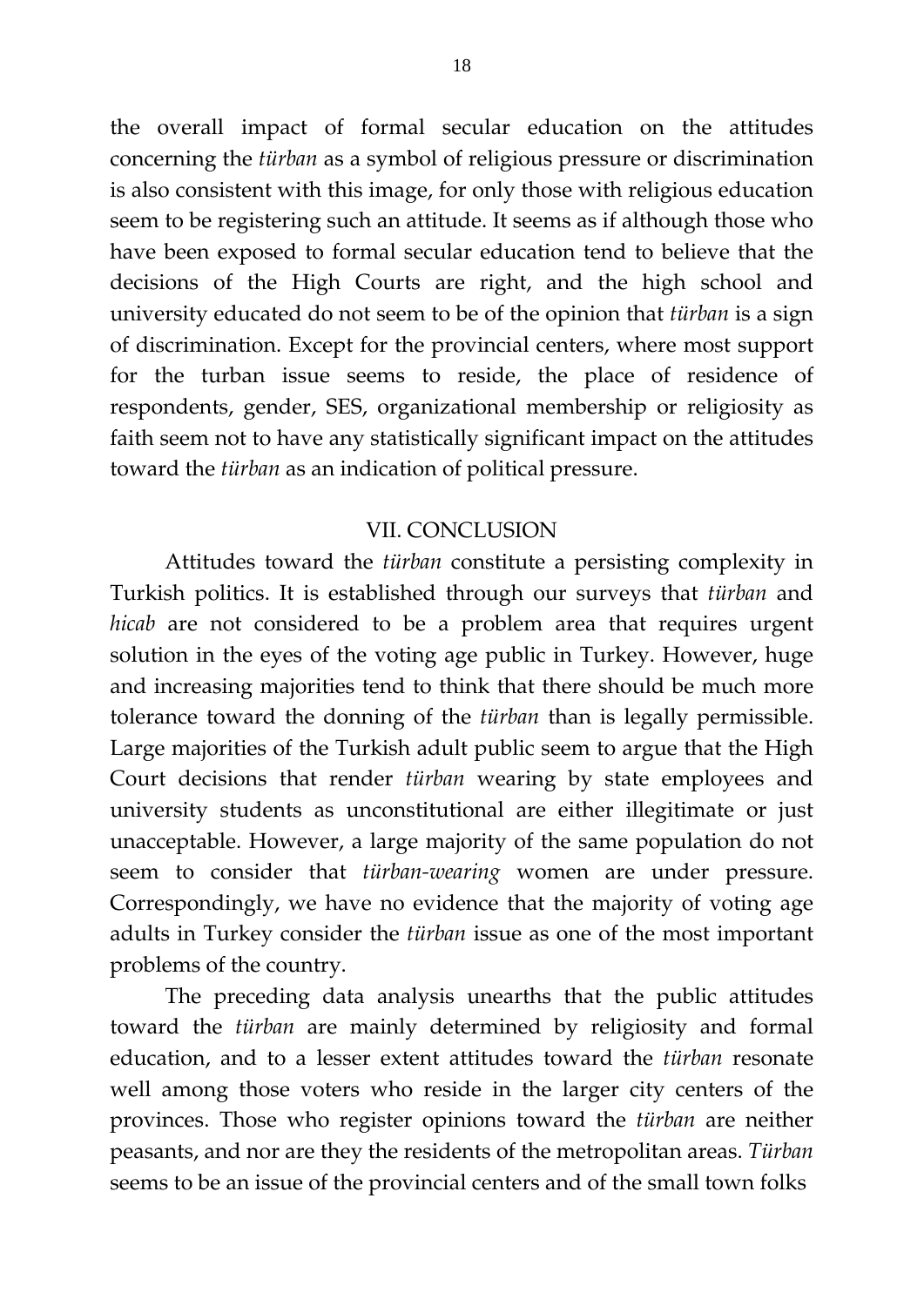the overall impact of formal secular education on the attitudes concerning the *türban* as a symbol of religious pressure or discrimination is also consistent with this image, for only those with religious education seem to be registering such an attitude. It seems as if although those who have been exposed to formal secular education tend to believe that the decisions of the High Courts are right, and the high school and university educated do not seem to be of the opinion that *türban* is a sign of discrimination. Except for the provincial centers, where most support for the turban issue seems to reside, the place of residence of respondents, gender, SES, organizational membership or religiosity as faith seem not to have any statistically significant impact on the attitudes toward the *türban* as an indication of political pressure.

## VII. CONCLUSION

Attitudes toward the *türban* constitute a persisting complexity in Turkish politics. It is established through our surveys that *türban* and *hicab* are not considered to be a problem area that requires urgent solution in the eyes of the voting age public in Turkey. However, huge and increasing majorities tend to think that there should be much more tolerance toward the donning of the *türban* than is legally permissible. Large majorities of the Turkish adult public seem to argue that the High Court decisions that render *türban* wearing by state employees and university students as unconstitutional are either illegitimate or just unacceptable. However, a large majority of the same population do not seem to consider that *türban-wearing* women are under pressure. Correspondingly, we have no evidence that the majority of voting age adults in Turkey consider the *türban* issue as one of the most important problems of the country.

The preceding data analysis unearths that the public attitudes toward the *türban* are mainly determined by religiosity and formal education, and to a lesser extent attitudes toward the *türban* resonate well among those voters who reside in the larger city centers of the provinces. Those who register opinions toward the *türban* are neither peasants, and nor are they the residents of the metropolitan areas. *Türban* seems to be an issue of the provincial centers and of the small town folks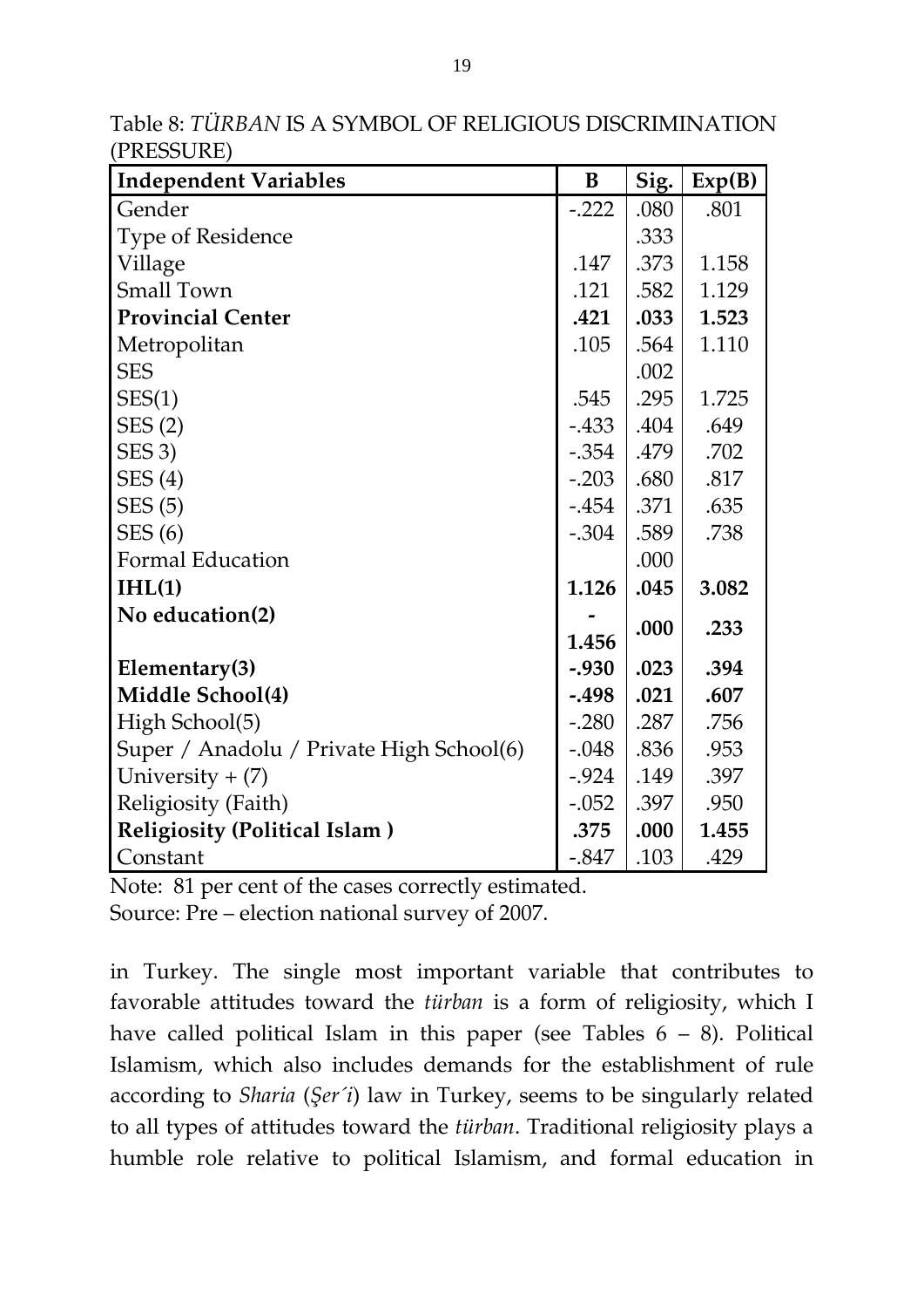Table 8: *TÜRBAN* IS A SYMBOL OF RELIGIOUS DISCRIMINATION (PRESSURE)

| **Independent Variables** | **B** | **Sig.** | **Exp(B)** |
|---|---|---|---|
| Gender | -.222 | .080 | .801 |
| Type of Residence | | .333 | |
| Village | .147 | .373 | 1.158 |
| Small Town | .121 | .582 | 1.129 |
| **Provincial Center** | **.421** | **.033** | **1.523** |
| Metropolitan | .105 | .564 | 1.110 |
| SES | | .002 | |
| SES(1) | .545 | .295 | 1.725 |
| SES (2) | -.433 | .404 | .649 |
| SES 3) | -.354 | .479 | .702 |
| SES (4) | -.203 | .680 | .817 |
| SES (5) | -.454 | .371 | .635 |
| SES (6) | -.304 | .589 | .738 |
| Formal Education | | .000 | |
| **IHL(1)** | **1.126** | **.045** | **3.082** |
| **No education(2)** | **-1.456** | **.000** | **.233** |
| **Elementary(3)** | **-.930** | **.023** | **.394** |
| **Middle School(4)** | **-.498** | **.021** | **.607** |
| High School(5) | -.280 | .287 | .756 |
| Super / Anadolu / Private High School(6) | -.048 | .836 | .953 |
| University + (7) | -.924 | .149 | .397 |
| Religiosity (Faith) | -.052 | .397 | .950 |
| **Religiosity (Political Islam )** | **.375** | **.000** | **1.455** |
| Constant | -.847 | .103 | .429 |

Note: 81 per cent of the cases correctly estimated.
Source: Pre – election national survey of 2007.

in Turkey. The single most important variable that contributes to favorable attitudes toward the *türban* is a form of religiosity, which I have called political Islam in this paper (see Tables 6 – 8). Political Islamism, which also includes demands for the establishment of rule according to *Sharia* (*Şer´i*) law in Turkey, seems to be singularly related to all types of attitudes toward the *türban*. Traditional religiosity plays a humble role relative to political Islamism, and formal education in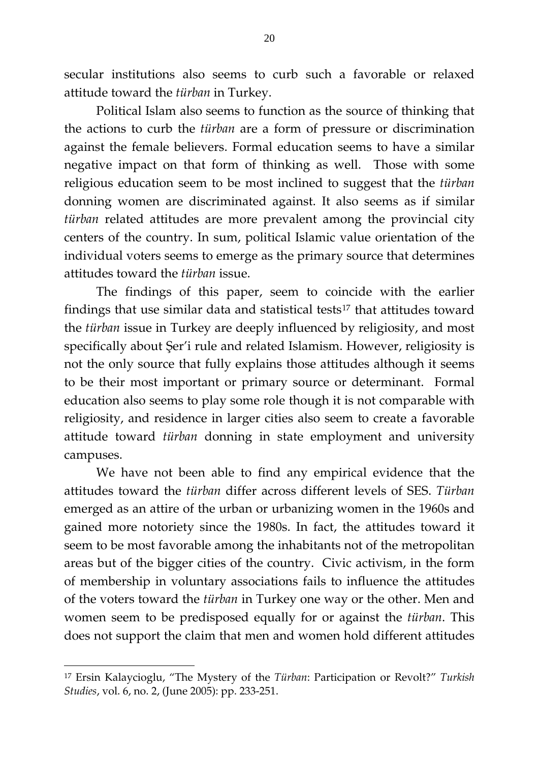secular institutions also seems to curb such a favorable or relaxed attitude toward the *türban* in Turkey.

Political Islam also seems to function as the source of thinking that the actions to curb the *türban* are a form of pressure or discrimination against the female believers. Formal education seems to have a similar negative impact on that form of thinking as well. Those with some religious education seem to be most inclined to suggest that the *türban* donning women are discriminated against. It also seems as if similar *türban* related attitudes are more prevalent among the provincial city centers of the country. In sum, political Islamic value orientation of the individual voters seems to emerge as the primary source that determines attitudes toward the *türban* issue.

The findings of this paper, seem to coincide with the earlier findings that use similar data and statistical tests[17] that attitudes toward the *türban* issue in Turkey are deeply influenced by religiosity, and most specifically about Şer'i rule and related Islamism. However, religiosity is not the only source that fully explains those attitudes although it seems to be their most important or primary source or determinant. Formal education also seems to play some role though it is not comparable with religiosity, and residence in larger cities also seem to create a favorable attitude toward *türban* donning in state employment and university campuses.

We have not been able to find any empirical evidence that the attitudes toward the *türban* differ across different levels of SES. *Türban* emerged as an attire of the urban or urbanizing women in the 1960s and gained more notoriety since the 1980s. In fact, the attitudes toward it seem to be most favorable among the inhabitants not of the metropolitan areas but of the bigger cities of the country. Civic activism, in the form of membership in voluntary associations fails to influence the attitudes of the voters toward the *türban* in Turkey one way or the other. Men and women seem to be predisposed equally for or against the *türban*. This does not support the claim that men and women hold different attitudes

---

[17] Ersin Kalaycioglu, "The Mystery of the *Türban*: Participation or Revolt?" *Turkish Studies*, vol. 6, no. 2, (June 2005): pp. 233-251.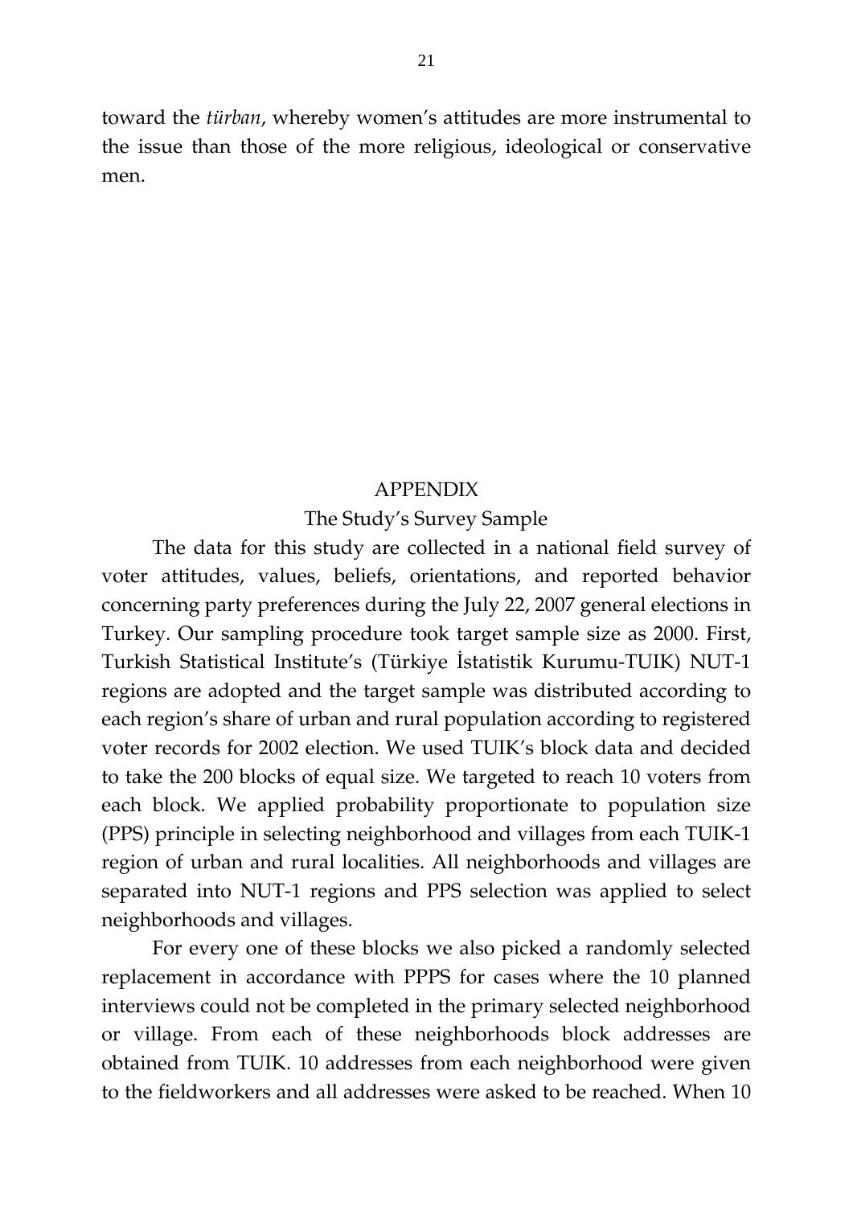toward the *türban*, whereby women's attitudes are more instrumental to the issue than those of the more religious, ideological or conservative men.

## APPENDIX

### The Study's Survey Sample

The data for this study are collected in a national field survey of voter attitudes, values, beliefs, orientations, and reported behavior concerning party preferences during the July 22, 2007 general elections in Turkey. Our sampling procedure took target sample size as 2000. First, Turkish Statistical Institute's (Türkiye İstatistik Kurumu-TUIK) NUT-1 regions are adopted and the target sample was distributed according to each region's share of urban and rural population according to registered voter records for 2002 election. We used TUIK's block data and decided to take the 200 blocks of equal size. We targeted to reach 10 voters from each block. We applied probability proportionate to population size (PPS) principle in selecting neighborhood and villages from each TUIK-1 region of urban and rural localities. All neighborhoods and villages are separated into NUT-1 regions and PPS selection was applied to select neighborhoods and villages.

For every one of these blocks we also picked a randomly selected replacement in accordance with PPPS for cases where the 10 planned interviews could not be completed in the primary selected neighborhood or village. From each of these neighborhoods block addresses are obtained from TUIK. 10 addresses from each neighborhood were given to the fieldworkers and all addresses were asked to be reached. When 10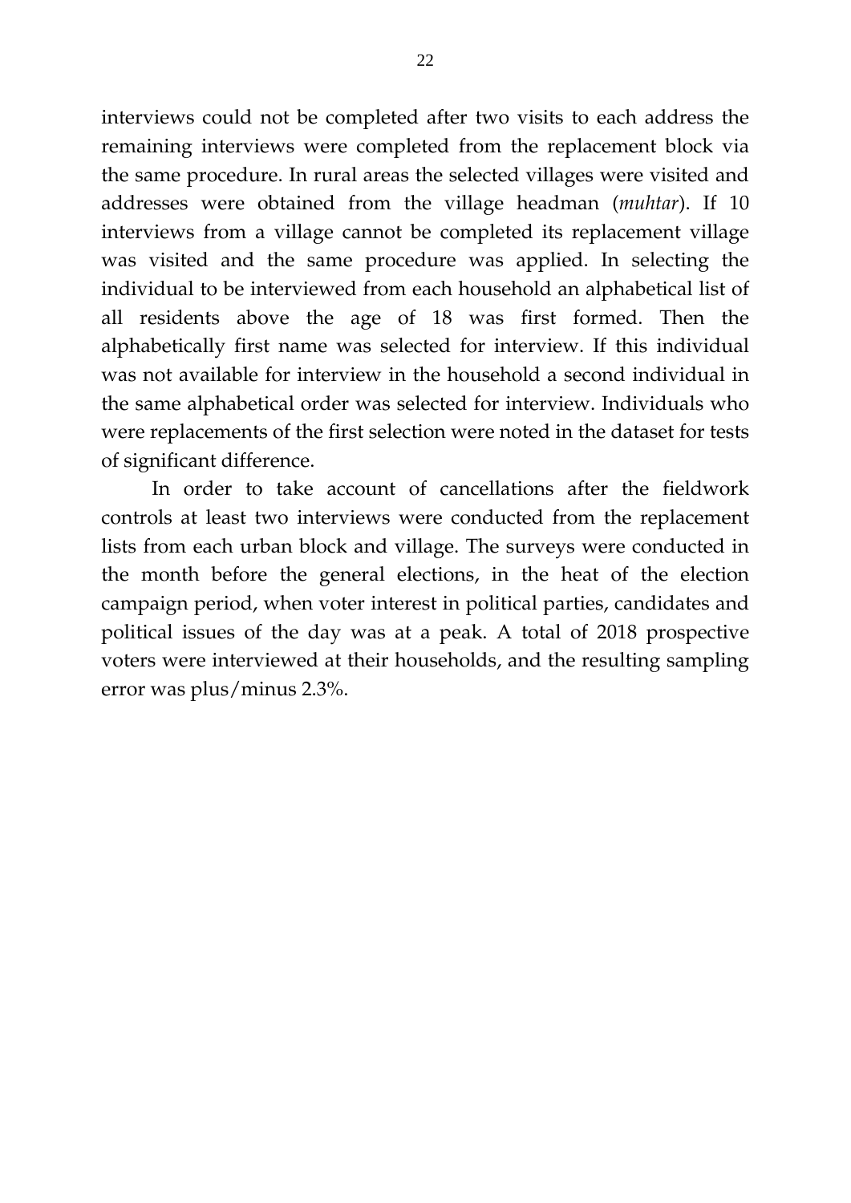interviews could not be completed after two visits to each address the remaining interviews were completed from the replacement block via the same procedure. In rural areas the selected villages were visited and addresses were obtained from the village headman (*muhtar*). If 10 interviews from a village cannot be completed its replacement village was visited and the same procedure was applied. In selecting the individual to be interviewed from each household an alphabetical list of all residents above the age of 18 was first formed. Then the alphabetically first name was selected for interview. If this individual was not available for interview in the household a second individual in the same alphabetical order was selected for interview. Individuals who were replacements of the first selection were noted in the dataset for tests of significant difference.

In order to take account of cancellations after the fieldwork controls at least two interviews were conducted from the replacement lists from each urban block and village. The surveys were conducted in the month before the general elections, in the heat of the election campaign period, when voter interest in political parties, candidates and political issues of the day was at a peak. A total of 2018 prospective voters were interviewed at their households, and the resulting sampling error was plus/minus 2.3%.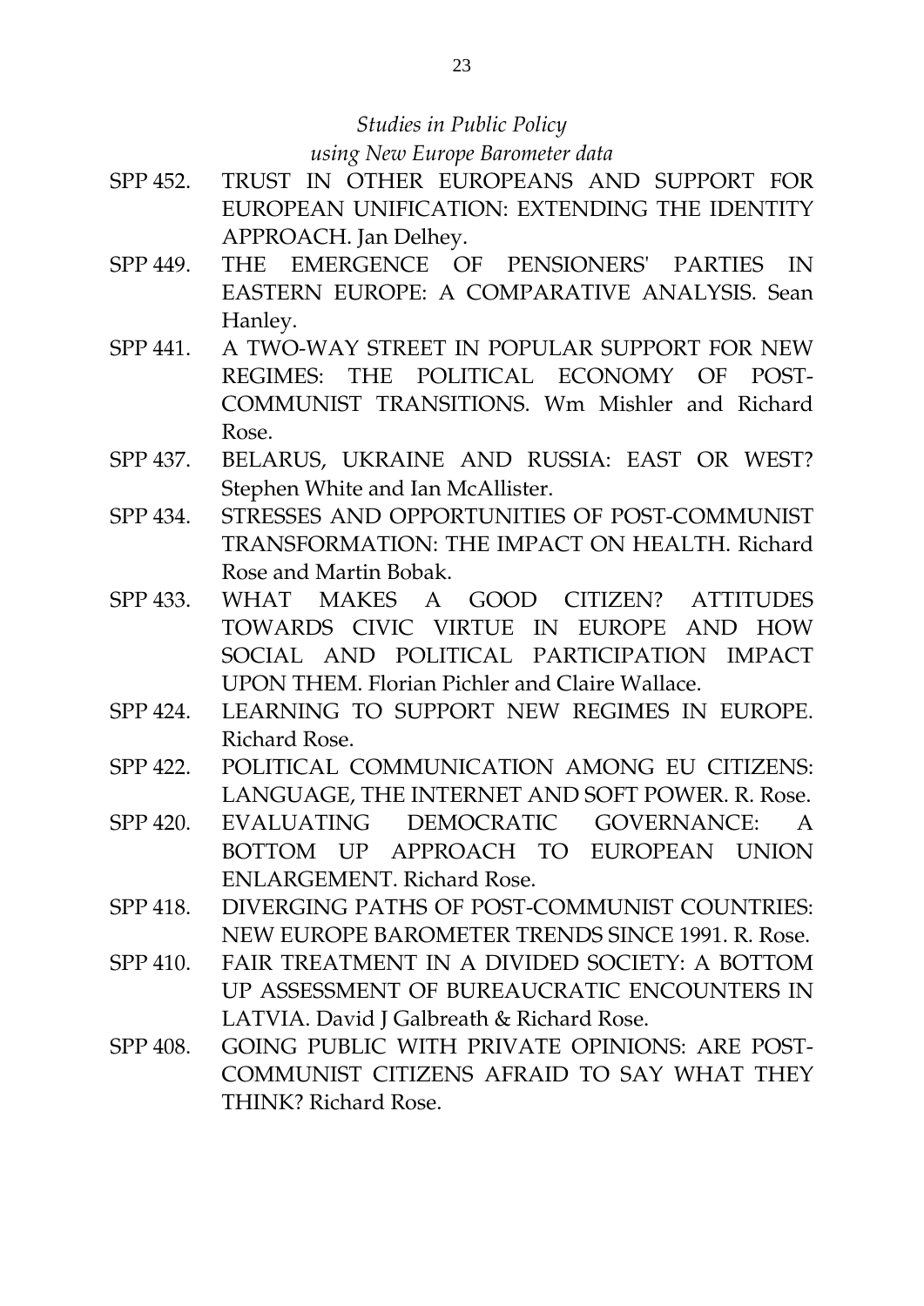*Studies in Public Policy*
*using New Europe Barometer data*

SPP 452. TRUST IN OTHER EUROPEANS AND SUPPORT FOR EUROPEAN UNIFICATION: EXTENDING THE IDENTITY APPROACH. Jan Delhey.

SPP 449. THE EMERGENCE OF PENSIONERS' PARTIES IN EASTERN EUROPE: A COMPARATIVE ANALYSIS. Sean Hanley.

SPP 441. A TWO-WAY STREET IN POPULAR SUPPORT FOR NEW REGIMES: THE POLITICAL ECONOMY OF POST-COMMUNIST TRANSITIONS. Wm Mishler and Richard Rose.

SPP 437. BELARUS, UKRAINE AND RUSSIA: EAST OR WEST? Stephen White and Ian McAllister.

SPP 434. STRESSES AND OPPORTUNITIES OF POST-COMMUNIST TRANSFORMATION: THE IMPACT ON HEALTH. Richard Rose and Martin Bobak.

SPP 433. WHAT MAKES A GOOD CITIZEN? ATTITUDES TOWARDS CIVIC VIRTUE IN EUROPE AND HOW SOCIAL AND POLITICAL PARTICIPATION IMPACT UPON THEM. Florian Pichler and Claire Wallace.

SPP 424. LEARNING TO SUPPORT NEW REGIMES IN EUROPE. Richard Rose.

SPP 422. POLITICAL COMMUNICATION AMONG EU CITIZENS: LANGUAGE, THE INTERNET AND SOFT POWER. R. Rose.

SPP 420. EVALUATING DEMOCRATIC GOVERNANCE: A BOTTOM UP APPROACH TO EUROPEAN UNION ENLARGEMENT. Richard Rose.

SPP 418. DIVERGING PATHS OF POST-COMMUNIST COUNTRIES: NEW EUROPE BAROMETER TRENDS SINCE 1991. R. Rose.

SPP 410. FAIR TREATMENT IN A DIVIDED SOCIETY: A BOTTOM UP ASSESSMENT OF BUREAUCRATIC ENCOUNTERS IN LATVIA. David J Galbreath & Richard Rose.

SPP 408. GOING PUBLIC WITH PRIVATE OPINIONS: ARE POST-COMMUNIST CITIZENS AFRAID TO SAY WHAT THEY THINK? Richard Rose.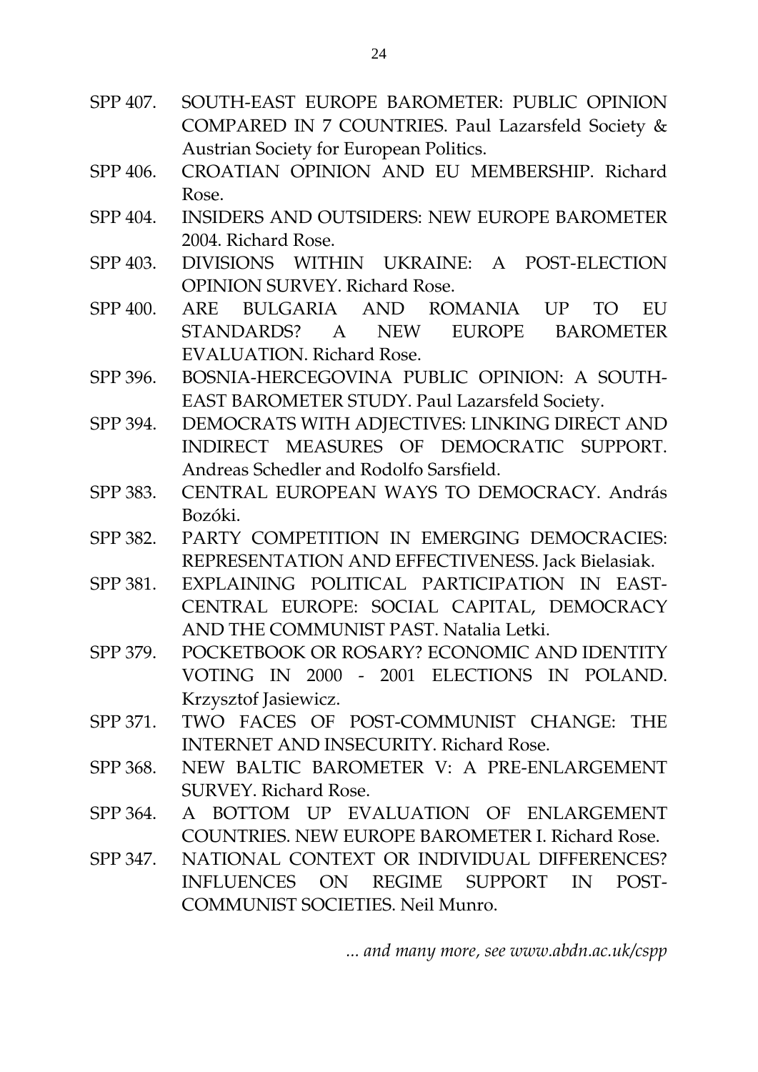SPP 407. SOUTH-EAST EUROPE BAROMETER: PUBLIC OPINION COMPARED IN 7 COUNTRIES. Paul Lazarsfeld Society & Austrian Society for European Politics.

SPP 406. CROATIAN OPINION AND EU MEMBERSHIP. Richard Rose.

SPP 404. INSIDERS AND OUTSIDERS: NEW EUROPE BAROMETER 2004. Richard Rose.

SPP 403. DIVISIONS WITHIN UKRAINE: A POST-ELECTION OPINION SURVEY. Richard Rose.

SPP 400. ARE BULGARIA AND ROMANIA UP TO EU STANDARDS? A NEW EUROPE BAROMETER EVALUATION. Richard Rose.

SPP 396. BOSNIA-HERCEGOVINA PUBLIC OPINION: A SOUTH-EAST BAROMETER STUDY. Paul Lazarsfeld Society.

SPP 394. DEMOCRATS WITH ADJECTIVES: LINKING DIRECT AND INDIRECT MEASURES OF DEMOCRATIC SUPPORT. Andreas Schedler and Rodolfo Sarsfield.

SPP 383. CENTRAL EUROPEAN WAYS TO DEMOCRACY. András Bozóki.

SPP 382. PARTY COMPETITION IN EMERGING DEMOCRACIES: REPRESENTATION AND EFFECTIVENESS. Jack Bielasiak.

SPP 381. EXPLAINING POLITICAL PARTICIPATION IN EAST-CENTRAL EUROPE: SOCIAL CAPITAL, DEMOCRACY AND THE COMMUNIST PAST. Natalia Letki.

SPP 379. POCKETBOOK OR ROSARY? ECONOMIC AND IDENTITY VOTING IN 2000 - 2001 ELECTIONS IN POLAND. Krzysztof Jasiewicz.

SPP 371. TWO FACES OF POST-COMMUNIST CHANGE: THE INTERNET AND INSECURITY. Richard Rose.

SPP 368. NEW BALTIC BAROMETER V: A PRE-ENLARGEMENT SURVEY. Richard Rose.

SPP 364. A BOTTOM UP EVALUATION OF ENLARGEMENT COUNTRIES. NEW EUROPE BAROMETER I. Richard Rose.

SPP 347. NATIONAL CONTEXT OR INDIVIDUAL DIFFERENCES? INFLUENCES ON REGIME SUPPORT IN POST-COMMUNIST SOCIETIES. Neil Munro.

*... and many more, see www.abdn.ac.uk/cspp*